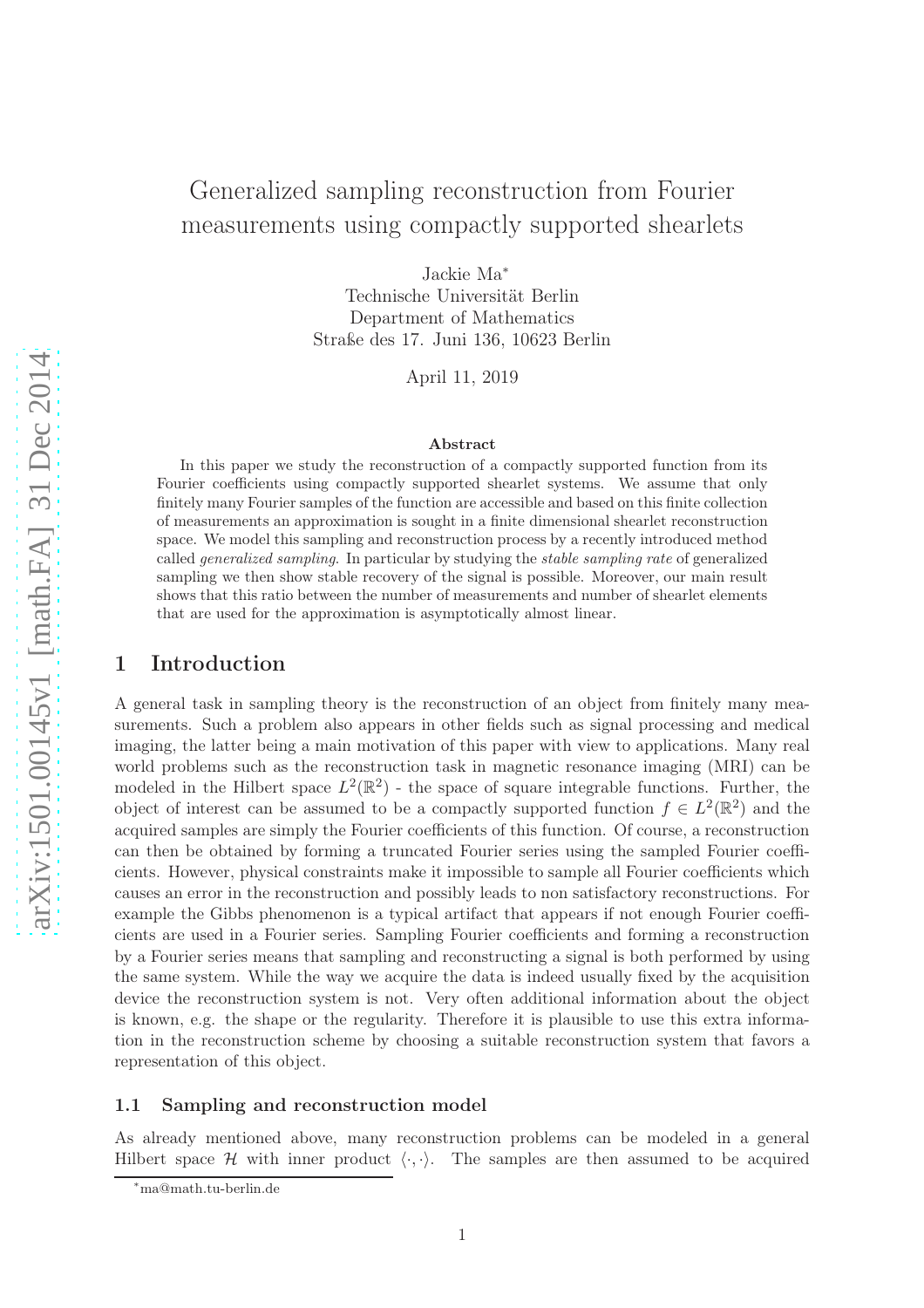# Generalized sampling reconstruction from Fourier measurements using compactly supported shearlets

Jackie Ma*
Technische Universität Berlin
Department of Mathematics
Straße des 17. Juni 136, 10623 Berlin

April 11, 2019

### Abstract

In this paper we study the reconstruction of a compactly supported function from its Fourier coefficients using compactly supported shearlet systems. We assume that only finitely many Fourier samples of the function are accessible and based on this finite collection of measurements an approximation is sought in a finite dimensional shearlet reconstruction space. We model this sampling and reconstruction process by a recently introduced method called *generalized sampling*. In particular by studying the *stable sampling rate* of generalized sampling we then show stable recovery of the signal is possible. Moreover, our main result shows that this ratio between the number of measurements and number of shearlet elements that are used for the approximation is asymptotically almost linear.

## 1 Introduction

A general task in sampling theory is the reconstruction of an object from finitely many measurements. Such a problem also appears in other fields such as signal processing and medical imaging, the latter being a main motivation of this paper with view to applications. Many real world problems such as the reconstruction task in magnetic resonance imaging (MRI) can be modeled in the Hilbert space $L^2(\mathbb{R}^2)$ - the space of square integrable functions. Further, the object of interest can be assumed to be a compactly supported function $f \in L^2(\mathbb{R}^2)$ and the acquired samples are simply the Fourier coefficients of this function. Of course, a reconstruction can then be obtained by forming a truncated Fourier series using the sampled Fourier coefficients. However, physical constraints make it impossible to sample all Fourier coefficients which causes an error in the reconstruction and possibly leads to non satisfactory reconstructions. For example the Gibbs phenomenon is a typical artifact that appears if not enough Fourier coefficients are used in a Fourier series. Sampling Fourier coefficients and forming a reconstruction by a Fourier series means that sampling and reconstructing a signal is both performed by using the same system. While the way we acquire the data is indeed usually fixed by the acquisition device the reconstruction system is not. Very often additional information about the object is known, e.g. the shape or the regularity. Therefore it is plausible to use this extra information in the reconstruction scheme by choosing a suitable reconstruction system that favors a representation of this object.

### 1.1 Sampling and reconstruction model

As already mentioned above, many reconstruction problems can be modeled in a general Hilbert space $\mathcal{H}$ with inner product $\langle \cdot, \cdot \rangle$. The samples are then assumed to be acquired

*ma@math.tu-berlin.de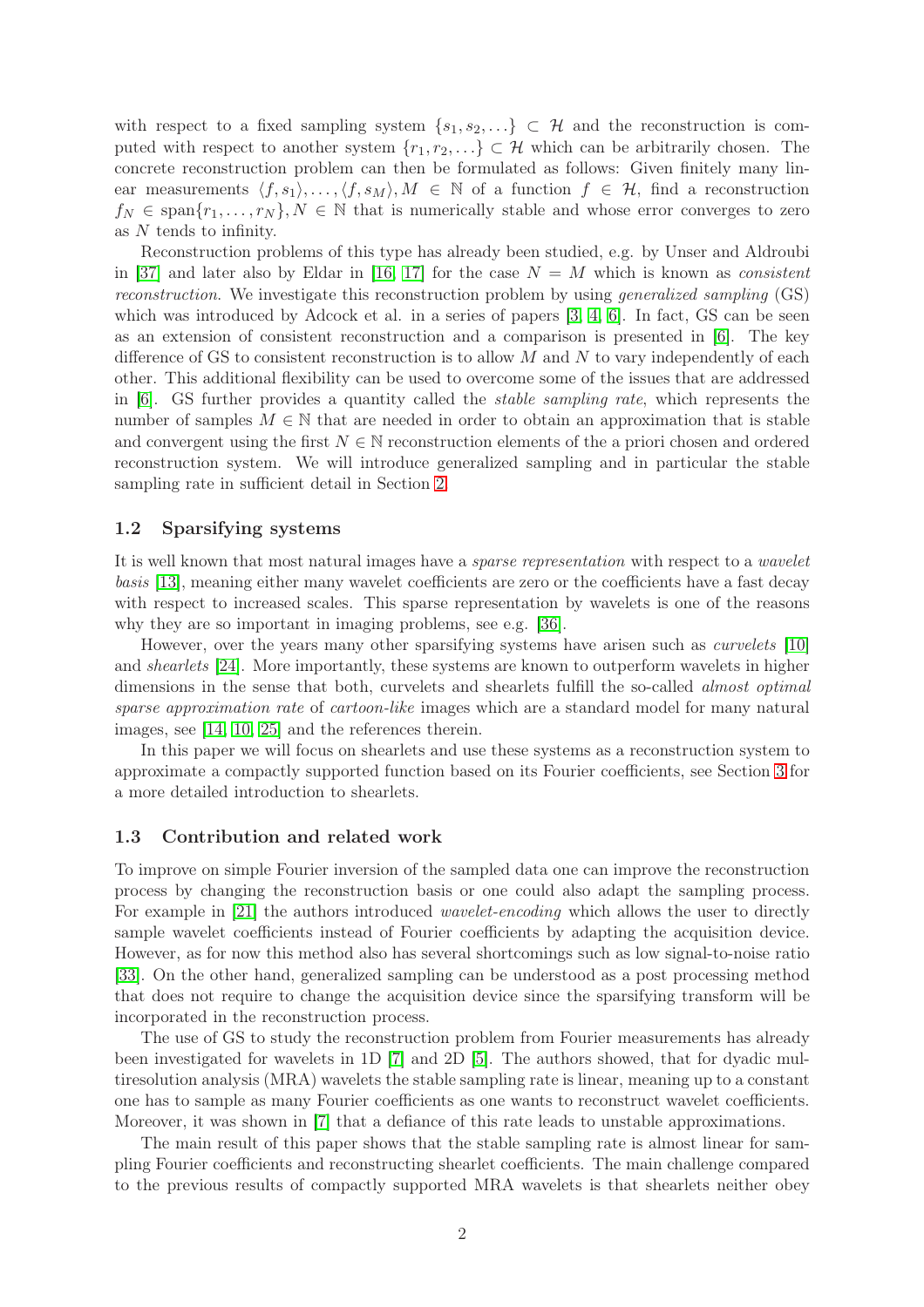with respect to a fixed sampling system $\{s_1, s_2, \ldots\} \subset \mathcal{H}$ and the reconstruction is computed with respect to another system $\{r_1, r_2, \ldots\} \subset \mathcal{H}$ which can be arbitrarily chosen. The concrete reconstruction problem can then be formulated as follows: Given finitely many linear measurements $\langle f, s_1\rangle, \ldots, \langle f, s_M\rangle, M \in \mathbb{N}$ of a function $f \in \mathcal{H}$, find a reconstruction $f_N \in \operatorname{span}\{r_1, \ldots, r_N\}, N \in \mathbb{N}$ that is numerically stable and whose error converges to zero as $N$ tends to infinity.

Reconstruction problems of this type has already been studied, e.g. by Unser and Aldroubi in [37] and later also by Eldar in [16, 17] for the case $N = M$ which is known as *consistent reconstruction*. We investigate this reconstruction problem by using *generalized sampling* (GS) which was introduced by Adcock et al. in a series of papers [3, 4, 6]. In fact, GS can be seen as an extension of consistent reconstruction and a comparison is presented in [6]. The key difference of GS to consistent reconstruction is to allow $M$ and $N$ to vary independently of each other. This additional flexibility can be used to overcome some of the issues that are addressed in [6]. GS further provides a quantity called the *stable sampling rate*, which represents the number of samples $M \in \mathbb{N}$ that are needed in order to obtain an approximation that is stable and convergent using the first $N \in \mathbb{N}$ reconstruction elements of the a priori chosen and ordered reconstruction system. We will introduce generalized sampling and in particular the stable sampling rate in sufficient detail in Section 2.

### 1.2 Sparsifying systems

It is well known that most natural images have a *sparse representation* with respect to a *wavelet basis* [13], meaning either many wavelet coefficients are zero or the coefficients have a fast decay with respect to increased scales. This sparse representation by wavelets is one of the reasons why they are so important in imaging problems, see e.g. [36].

However, over the years many other sparsifying systems have arisen such as *curvelets* [10] and *shearlets* [24]. More importantly, these systems are known to outperform wavelets in higher dimensions in the sense that both, curvelets and shearlets fulfill the so-called *almost optimal sparse approximation rate* of *cartoon-like* images which are a standard model for many natural images, see [14, 10, 25] and the references therein.

In this paper we will focus on shearlets and use these systems as a reconstruction system to approximate a compactly supported function based on its Fourier coefficients, see Section 3 for a more detailed introduction to shearlets.

### 1.3 Contribution and related work

To improve on simple Fourier inversion of the sampled data one can improve the reconstruction process by changing the reconstruction basis or one could also adapt the sampling process. For example in [21] the authors introduced *wavelet-encoding* which allows the user to directly sample wavelet coefficients instead of Fourier coefficients by adapting the acquisition device. However, as for now this method also has several shortcomings such as low signal-to-noise ratio [33]. On the other hand, generalized sampling can be understood as a post processing method that does not require to change the acquisition device since the sparsifying transform will be incorporated in the reconstruction process.

The use of GS to study the reconstruction problem from Fourier measurements has already been investigated for wavelets in 1D [7] and 2D [5]. The authors showed, that for dyadic multiresolution analysis (MRA) wavelets the stable sampling rate is linear, meaning up to a constant one has to sample as many Fourier coefficients as one wants to reconstruct wavelet coefficients. Moreover, it was shown in [7] that a defiance of this rate leads to unstable approximations.

The main result of this paper shows that the stable sampling rate is almost linear for sampling Fourier coefficients and reconstructing shearlet coefficients. The main challenge compared to the previous results of compactly supported MRA wavelets is that shearlets neither obey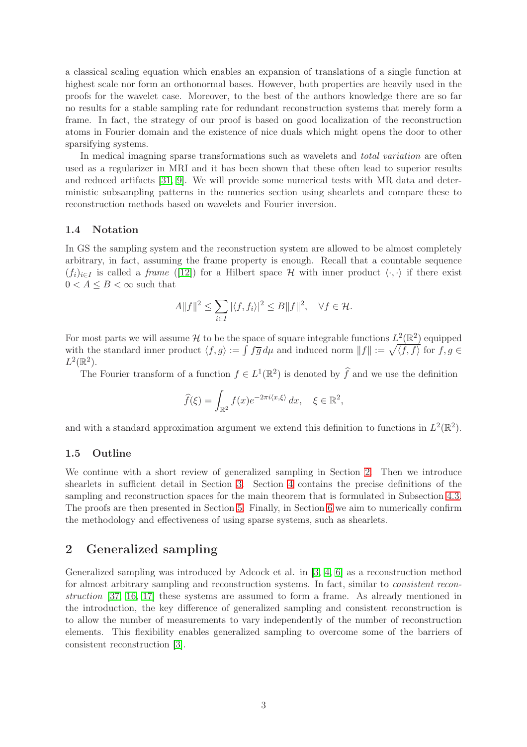a classical scaling equation which enables an expansion of translations of a single function at highest scale nor form an orthonormal bases. However, both properties are heavily used in the proofs for the wavelet case. Moreover, to the best of the authors knowledge there are so far no results for a stable sampling rate for redundant reconstruction systems that merely form a frame. In fact, the strategy of our proof is based on good localization of the reconstruction atoms in Fourier domain and the existence of nice duals which might opens the door to other sparsifying systems.

In medical imaging sparse transformations such as wavelets and *total variation* are often used as a regularizer in MRI and it has been shown that these often lead to superior results and reduced artifacts [31, 9]. We will provide some numerical tests with MR data and deterministic subsampling patterns in the numerics section using shearlets and compare these to reconstruction methods based on wavelets and Fourier inversion.

### 1.4 Notation

In GS the sampling system and the reconstruction system are allowed to be almost completely arbitrary, in fact, assuming the frame property is enough. Recall that a countable sequence $(f_i)_{i\in I}$ is called a *frame* ([12]) for a Hilbert space $\mathcal{H}$ with inner product $\langle \cdot,\cdot \rangle$ if there exist $0 < A \leq B < \infty$ such that

$$A\|f\|^2 \leq \sum_{i\in I} |\langle f, f_i\rangle|^2 \leq B\|f\|^2, \quad \forall f \in \mathcal{H}.$$

For most parts we will assume $\mathcal{H}$ to be the space of square integrable functions $L^2(\mathbb{R}^2)$ equipped with the standard inner product $\langle f, g\rangle := \int f\overline{g}\, d\mu$ and induced norm $\|f\| := \sqrt{\langle f, f\rangle}$ for $f, g \in L^2(\mathbb{R}^2)$.

The Fourier transform of a function $f \in L^1(\mathbb{R}^2)$ is denoted by $\widehat{f}$ and we use the definition

$$\widehat{f}(\xi) = \int_{\mathbb{R}^2} f(x) e^{-2\pi i \langle x,\xi\rangle}\, dx, \quad \xi \in \mathbb{R}^2,$$

and with a standard approximation argument we extend this definition to functions in $L^2(\mathbb{R}^2)$.

### 1.5 Outline

We continue with a short review of generalized sampling in Section 2. Then we introduce shearlets in sufficient detail in Section 3. Section 4 contains the precise definitions of the sampling and reconstruction spaces for the main theorem that is formulated in Subsection 4.3. The proofs are then presented in Section 5. Finally, in Section 6 we aim to numerically confirm the methodology and effectiveness of using sparse systems, such as shearlets.

## 2 Generalized sampling

Generalized sampling was introduced by Adcock et al. in [3, 4, 6] as a reconstruction method for almost arbitrary sampling and reconstruction systems. In fact, similar to *consistent reconstruction* [37, 16, 17] these systems are assumed to form a frame. As already mentioned in the introduction, the key difference of generalized sampling and consistent reconstruction is to allow the number of measurements to vary independently of the number of reconstruction elements. This flexibility enables generalized sampling to overcome some of the barriers of consistent reconstruction [3].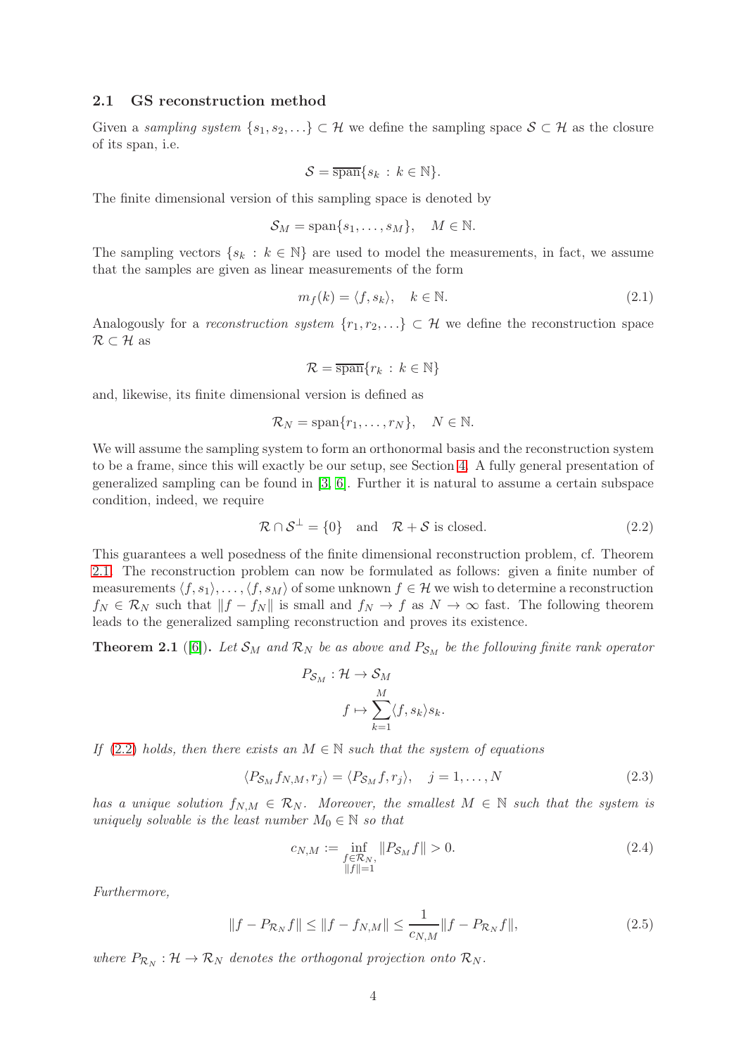### 2.1 GS reconstruction method

Given a *sampling system* $\{s_1, s_2, \dots\} \subset \mathcal{H}$ we define the sampling space $\mathcal{S} \subset \mathcal{H}$ as the closure of its span, i.e.

$$\mathcal{S} = \overline{\text{span}}\{s_k \,:\, k \in \mathbb{N}\}.$$

The finite dimensional version of this sampling space is denoted by

$$\mathcal{S}_M = \text{span}\{s_1, \dots, s_M\}, \quad M \in \mathbb{N}.$$

The sampling vectors $\{s_k \,:\, k \in \mathbb{N}\}$ are used to model the measurements, in fact, we assume that the samples are given as linear measurements of the form

$$m_f(k) = \langle f, s_k \rangle, \quad k \in \mathbb{N}. \tag{2.1}$$

Analogously for a *reconstruction system* $\{r_1, r_2, \dots\} \subset \mathcal{H}$ we define the reconstruction space $\mathcal{R} \subset \mathcal{H}$ as

$$\mathcal{R} = \overline{\text{span}}\{r_k \,:\, k \in \mathbb{N}\}$$

and, likewise, its finite dimensional version is defined as

$$\mathcal{R}_N = \text{span}\{r_1, \dots, r_N\}, \quad N \in \mathbb{N}.$$

We will assume the sampling system to form an orthonormal basis and the reconstruction system to be a frame, since this will exactly be our setup, see Section 4. A fully general presentation of generalized sampling can be found in [3, 6]. Further it is natural to assume a certain subspace condition, indeed, we require

$$\mathcal{R} \cap \mathcal{S}^{\perp} = \{0\} \quad \text{and} \quad \mathcal{R} + \mathcal{S} \text{ is closed.} \tag{2.2}$$

This guarantees a well posedness of the finite dimensional reconstruction problem, cf. Theorem 2.1. The reconstruction problem can now be formulated as follows: given a finite number of measurements $\langle f, s_1 \rangle, \dots, \langle f, s_M \rangle$ of some unknown $f \in \mathcal{H}$ we wish to determine a reconstruction $f_N \in \mathcal{R}_N$ such that $\|f - f_N\|$ is small and $f_N \to f$ as $N \to \infty$ fast. The following theorem leads to the generalized sampling reconstruction and proves its existence.

**Theorem 2.1** ([6]). *Let $\mathcal{S}_M$ and $\mathcal{R}_N$ be as above and $P_{\mathcal{S}_M}$ be the following finite rank operator*

$$\begin{aligned} P_{\mathcal{S}_M} : \mathcal{H} &\to \mathcal{S}_M \\ f &\mapsto \sum_{k=1}^{M} \langle f, s_k \rangle s_k. \end{aligned}$$

*If (2.2) holds, then there exists an $M \in \mathbb{N}$ such that the system of equations*

$$\langle P_{\mathcal{S}_M} f_{N,M}, r_j \rangle = \langle P_{\mathcal{S}_M} f, r_j \rangle, \quad j = 1, \dots, N \tag{2.3}$$

*has a unique solution $f_{N,M} \in \mathcal{R}_N$. Moreover, the smallest $M \in \mathbb{N}$ such that the system is uniquely solvable is the least number $M_0 \in \mathbb{N}$ so that*

$$c_{N,M} := \inf_{\substack{f \in \mathcal{R}_N, \\ \|f\|=1}} \|P_{\mathcal{S}_M} f\| > 0. \tag{2.4}$$

*Furthermore,*

$$\|f - P_{\mathcal{R}_N} f\| \leq \|f - f_{N,M}\| \leq \frac{1}{c_{N,M}} \|f - P_{\mathcal{R}_N} f\|, \tag{2.5}$$

*where $P_{\mathcal{R}_N} : \mathcal{H} \to \mathcal{R}_N$ denotes the orthogonal projection onto $\mathcal{R}_N$.*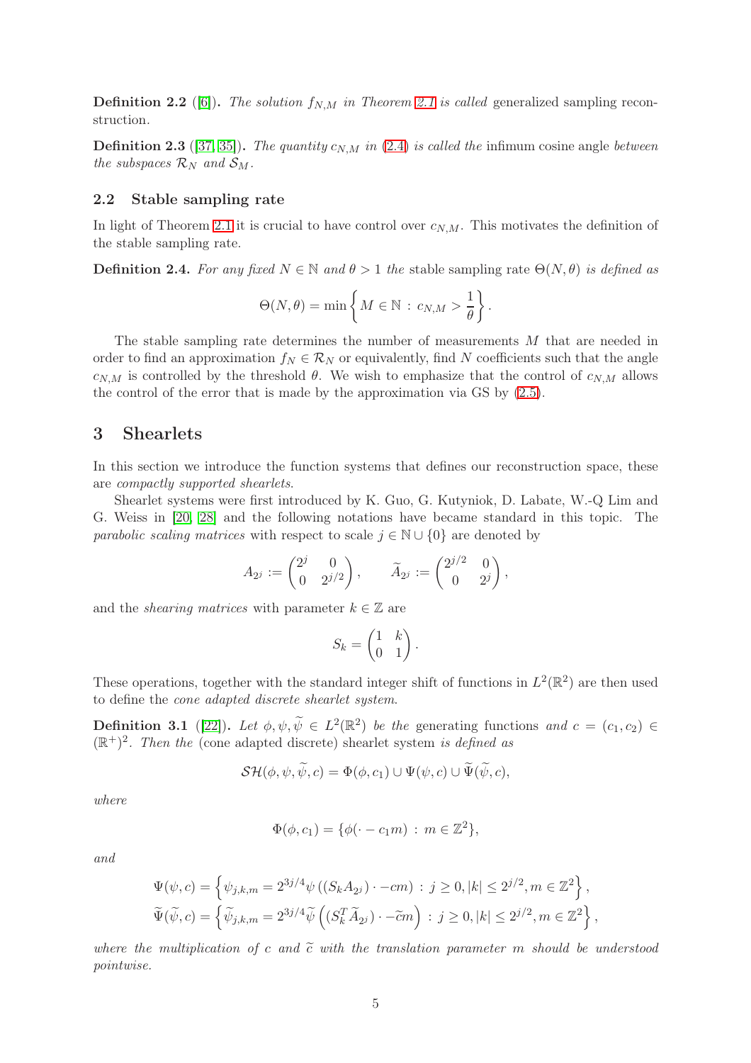**Definition 2.2** ([6]). *The solution $f_{N,M}$ in Theorem 2.1 is called* generalized sampling reconstruction.

**Definition 2.3** ([37, 35]). *The quantity $c_{N,M}$ in (2.4) is called the* infimum cosine angle *between the subspaces $\mathcal{R}_N$ and $\mathcal{S}_M$.*

### 2.2 Stable sampling rate

In light of Theorem 2.1 it is crucial to have control over $c_{N,M}$. This motivates the definition of the stable sampling rate.

**Definition 2.4.** *For any fixed $N \in \mathbb{N}$ and $\theta > 1$ the* stable sampling rate $\Theta(N, \theta)$ *is defined as*

$$\Theta(N, \theta) = \min \left\{ M \in \mathbb{N} \, : \, c_{N,M} > \frac{1}{\theta} \right\}.$$

The stable sampling rate determines the number of measurements $M$ that are needed in order to find an approximation $f_N \in \mathcal{R}_N$ or equivalently, find $N$ coefficients such that the angle $c_{N,M}$ is controlled by the threshold $\theta$. We wish to emphasize that the control of $c_{N,M}$ allows the control of the error that is made by the approximation via GS by (2.5).

## 3 Shearlets

In this section we introduce the function systems that defines our reconstruction space, these are *compactly supported shearlets*.

Shearlet systems were first introduced by K. Guo, G. Kutyniok, D. Labate, W.-Q Lim and G. Weiss in [20, 28] and the following notations have became standard in this topic. The *parabolic scaling matrices* with respect to scale $j \in \mathbb{N} \cup \{0\}$ are denoted by

$$A_{2^j} := \begin{pmatrix} 2^j & 0 \\ 0 & 2^{j/2} \end{pmatrix}, \qquad \widetilde{A}_{2^j} := \begin{pmatrix} 2^{j/2} & 0 \\ 0 & 2^j \end{pmatrix},$$

and the *shearing matrices* with parameter $k \in \mathbb{Z}$ are

$$S_k = \begin{pmatrix} 1 & k \\ 0 & 1 \end{pmatrix}.$$

These operations, together with the standard integer shift of functions in $L^2(\mathbb{R}^2)$ are then used to define the *cone adapted discrete shearlet system*.

**Definition 3.1** ([22]). *Let $\phi, \psi, \widetilde{\psi} \in L^2(\mathbb{R}^2)$ be the* generating functions *and $c = (c_1, c_2) \in (\mathbb{R}^+)^2$. Then the* (cone adapted discrete) shearlet system *is defined as*

$$\mathcal{SH}(\phi, \psi, \widetilde{\psi}, c) = \Phi(\phi, c_1) \cup \Psi(\psi, c) \cup \widetilde{\Psi}(\widetilde{\psi}, c),$$

*where*

$$\Phi(\phi, c_1) = \{\phi(\cdot - c_1 m) \, : \, m \in \mathbb{Z}^2\},$$

*and*

$$\Psi(\psi, c) = \left\{ \psi_{j,k,m} = 2^{3j/4} \psi\left((S_k A_{2^j}) \cdot - cm\right) \, : \, j \geq 0, |k| \leq 2^{j/2}, m \in \mathbb{Z}^2 \right\},$$

$$\widetilde{\Psi}(\widetilde{\psi}, c) = \left\{ \widetilde{\psi}_{j,k,m} = 2^{3j/4} \widetilde{\psi}\left((S_k^T \widetilde{A}_{2^j}) \cdot - \widetilde{c} m\right) \, : \, j \geq 0, |k| \leq 2^{j/2}, m \in \mathbb{Z}^2 \right\},$$

*where the multiplication of $c$ and $\widetilde{c}$ with the translation parameter $m$ should be understood pointwise.*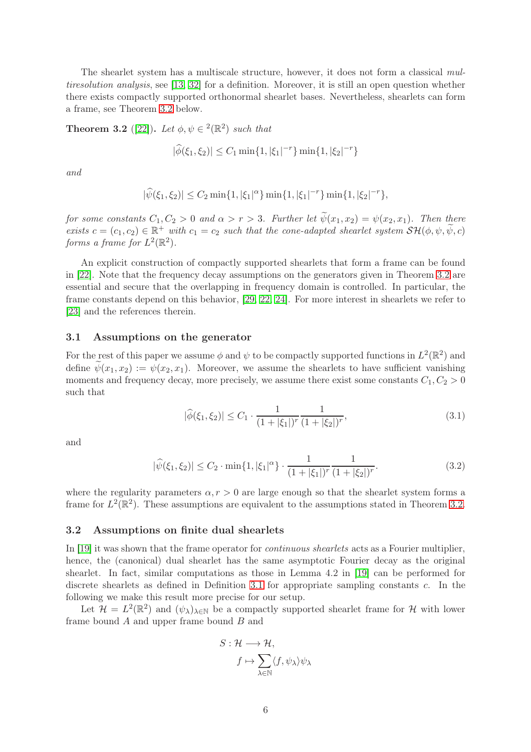The shearlet system has a multiscale structure, however, it does not form a classical *multiresolution analysis*, see [13, 32] for a definition. Moreover, it is still an open question whether there exists compactly supported orthonormal shearlet bases. Nevertheless, shearlets can form a frame, see Theorem 3.2 below.

**Theorem 3.2** ([22]). *Let $\phi, \psi \in {}^2(\mathbb{R}^2)$ such that*

$$|\widehat{\phi}(\xi_1, \xi_2)| \leq C_1 \min\{1, |\xi_1|^{-r}\} \min\{1, |\xi_2|^{-r}\}$$

*and*

$$|\widehat{\psi}(\xi_1, \xi_2)| \leq C_2 \min\{1, |\xi_1|^{\alpha}\} \min\{1, |\xi_1|^{-r}\} \min\{1, |\xi_2|^{-r}\},$$

*for some constants $C_1, C_2 > 0$ and $\alpha > r > 3$. Further let $\widetilde{\psi}(x_1, x_2) = \psi(x_2, x_1)$. Then there exists $c = (c_1, c_2) \in \mathbb{R}^+$ with $c_1 = c_2$ such that the cone-adapted shearlet system $\mathcal{SH}(\phi, \psi, \widetilde{\psi}, c)$ forms a frame for $L^2(\mathbb{R}^2)$.*

An explicit construction of compactly supported shearlets that form a frame can be found in [22]. Note that the frequency decay assumptions on the generators given in Theorem 3.2 are essential and secure that the overlapping in frequency domain is controlled. In particular, the frame constants depend on this behavior, [29, 22, 24]. For more interest in shearlets we refer to [23] and the references therein.

### 3.1 Assumptions on the generator

For the rest of this paper we assume $\phi$ and $\psi$ to be compactly supported functions in $L^2(\mathbb{R}^2)$ and define $\widetilde{\psi}(x_1, x_2) := \psi(x_2, x_1)$. Moreover, we assume the shearlets to have sufficient vanishing moments and frequency decay, more precisely, we assume there exist some constants $C_1, C_2 > 0$ such that

$$|\widehat{\phi}(\xi_1, \xi_2)| \leq C_1 \cdot \frac{1}{(1 + |\xi_1|)^r} \frac{1}{(1 + |\xi_2|)^r}, \tag{3.1}$$

and

$$|\widehat{\psi}(\xi_1, \xi_2)| \leq C_2 \cdot \min\{1, |\xi_1|^{\alpha}\} \cdot \frac{1}{(1 + |\xi_1|)^r} \frac{1}{(1 + |\xi_2|)^r}. \tag{3.2}$$

where the regularity parameters $\alpha, r > 0$ are large enough so that the shearlet system forms a frame for $L^2(\mathbb{R}^2)$. These assumptions are equivalent to the assumptions stated in Theorem 3.2.

### 3.2 Assumptions on finite dual shearlets

In [19] it was shown that the frame operator for *continuous shearlets* acts as a Fourier multiplier, hence, the (canonical) dual shearlet has the same asymptotic Fourier decay as the original shearlet. In fact, similar computations as those in Lemma 4.2 in [19] can be performed for discrete shearlets as defined in Definition 3.1 for appropriate sampling constants $c$. In the following we make this result more precise for our setup.

Let $\mathcal{H} = L^2(\mathbb{R}^2)$ and $(\psi_\lambda)_{\lambda \in \mathbb{N}}$ be a compactly supported shearlet frame for $\mathcal{H}$ with lower frame bound $A$ and upper frame bound $B$ and

$$\begin{aligned} S : \mathcal{H} &\longrightarrow \mathcal{H}, \\ f &\mapsto \sum_{\lambda \in \mathbb{N}} \langle f, \psi_\lambda \rangle \psi_\lambda \end{aligned}$$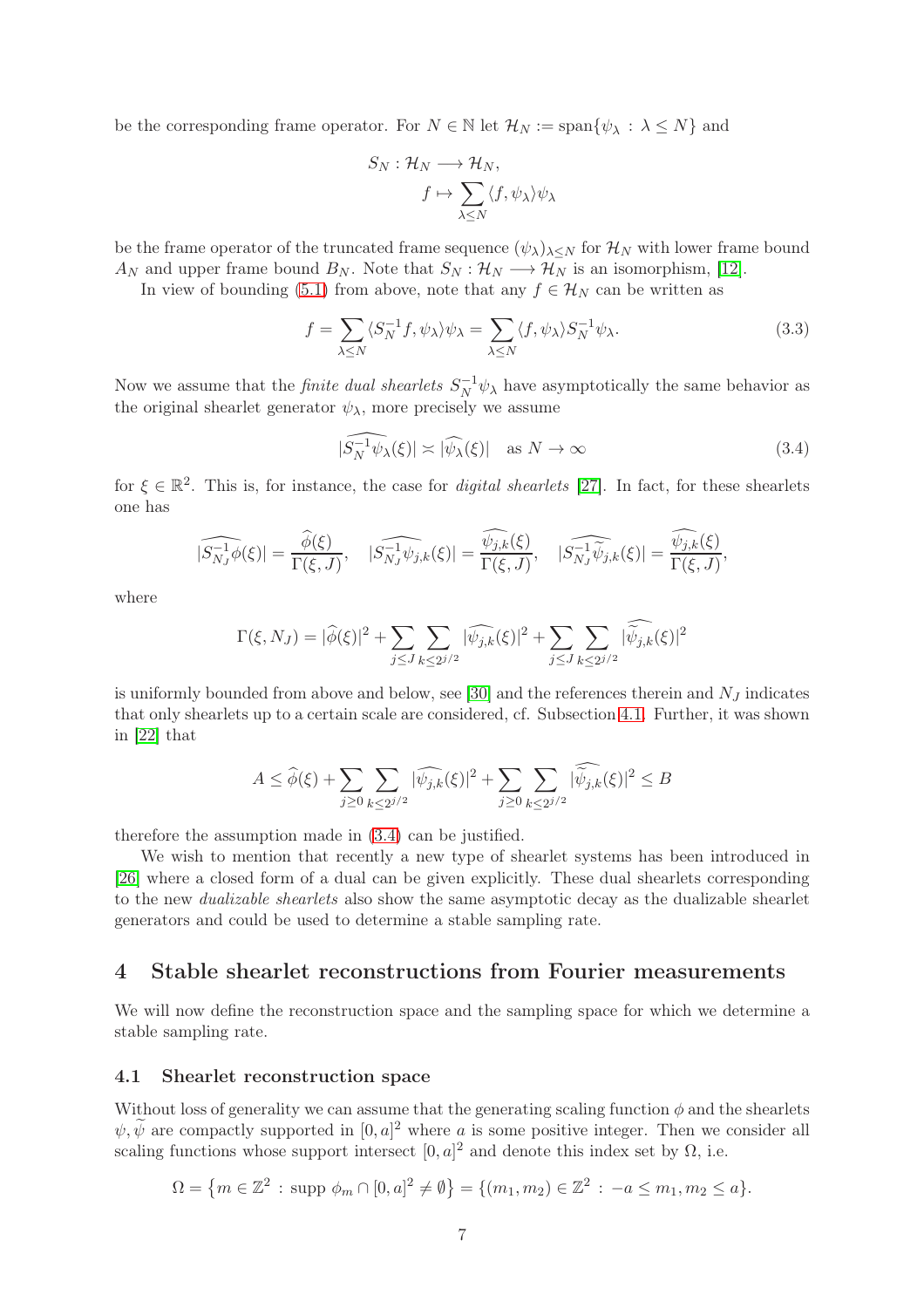be the corresponding frame operator. For $N \in \mathbb{N}$ let $\mathcal{H}_N := \operatorname{span}\{\psi_\lambda : \lambda \le N\}$ and

$$S_N : \mathcal{H}_N \longrightarrow \mathcal{H}_N,$$
$$f \mapsto \sum_{\lambda \le N} \langle f, \psi_\lambda \rangle \psi_\lambda$$

be the frame operator of the truncated frame sequence $(\psi_\lambda)_{\lambda \le N}$ for $\mathcal{H}_N$ with lower frame bound $A_N$ and upper frame bound $B_N$. Note that $S_N : \mathcal{H}_N \longrightarrow \mathcal{H}_N$ is an isomorphism, [12].

In view of bounding (5.1) from above, note that any $f \in \mathcal{H}_N$ can be written as

$$f = \sum_{\lambda \le N} \langle S_N^{-1} f, \psi_\lambda \rangle \psi_\lambda = \sum_{\lambda \le N} \langle f, \psi_\lambda \rangle S_N^{-1} \psi_\lambda. \tag{3.3}$$

Now we assume that the *finite dual shearlets* $S_N^{-1}\psi_\lambda$ have asymptotically the same behavior as the original shearlet generator $\psi_\lambda$, more precisely we assume

$$|\widehat{S_N^{-1}\psi_\lambda}(\xi)| \asymp |\widehat{\psi_\lambda}(\xi)| \quad \text{as } N \to \infty \tag{3.4}$$

for $\xi \in \mathbb{R}^2$. This is, for instance, the case for *digital shearlets* [27]. In fact, for these shearlets one has

$$|\widehat{S_{N_J}^{-1}\phi}(\xi)| = \frac{\widehat{\phi}(\xi)}{\Gamma(\xi, J)}, \quad |\widehat{S_{N_J}^{-1}\psi_{j,k}}(\xi)| = \frac{\widehat{\psi_{j,k}}(\xi)}{\Gamma(\xi, J)}, \quad |\widehat{S_{N_J}^{-1}\widetilde{\psi}_{j,k}}(\xi)| = \frac{\widehat{\widetilde{\psi}_{j,k}}(\xi)}{\Gamma(\xi, J)},$$

where

$$\Gamma(\xi, N_J) = |\widehat{\phi}(\xi)|^2 + \sum_{j \le J} \sum_{k \le 2^{j/2}} |\widehat{\psi_{j,k}}(\xi)|^2 + \sum_{j \le J} \sum_{k \le 2^{j/2}} |\widehat{\widetilde{\psi}_{j,k}}(\xi)|^2$$

is uniformly bounded from above and below, see [30] and the references therein and $N_J$ indicates that only shearlets up to a certain scale are considered, cf. Subsection 4.1. Further, it was shown in [22] that

$$A \le \widehat{\phi}(\xi) + \sum_{j \ge 0} \sum_{k \le 2^{j/2}} |\widehat{\psi_{j,k}}(\xi)|^2 + \sum_{j \ge 0} \sum_{k \le 2^{j/2}} |\widehat{\widetilde{\psi}_{j,k}}(\xi)|^2 \le B$$

therefore the assumption made in (3.4) can be justified.

We wish to mention that recently a new type of shearlet systems has been introduced in [26] where a closed form of a dual can be given explicitly. These dual shearlets corresponding to the new *dualizable shearlets* also show the same asymptotic decay as the dualizable shearlet generators and could be used to determine a stable sampling rate.

## 4 Stable shearlet reconstructions from Fourier measurements

We will now define the reconstruction space and the sampling space for which we determine a stable sampling rate.

### 4.1 Shearlet reconstruction space

Without loss of generality we can assume that the generating scaling function $\phi$ and the shearlets $\psi, \widetilde{\psi}$ are compactly supported in $[0, a]^2$ where $a$ is some positive integer. Then we consider all scaling functions whose support intersect $[0, a]^2$ and denote this index set by $\Omega$, i.e.

$$\Omega = \{m \in \mathbb{Z}^2 : \operatorname{supp} \phi_m \cap [0, a]^2 \neq \emptyset\} = \{(m_1, m_2) \in \mathbb{Z}^2 : -a \le m_1, m_2 \le a\}.$$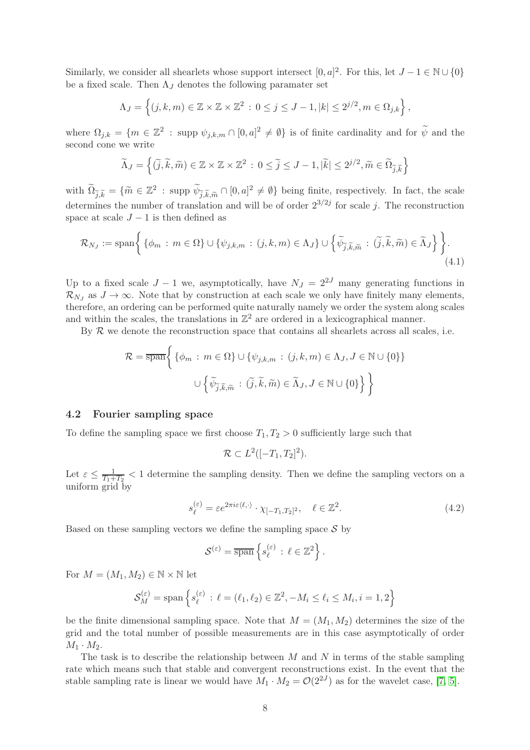Similarly, we consider all shearlets whose support intersect $[0,a]^2$. For this, let $J-1 \in \mathbb{N} \cup \{0\}$ be a fixed scale. Then $\Lambda_J$ denotes the following paramater set

$$\Lambda_J = \left\{ (j,k,m) \in \mathbb{Z} \times \mathbb{Z} \times \mathbb{Z}^2 \, : \, 0 \leq j \leq J-1, |k| \leq 2^{j/2}, m \in \Omega_{j,k} \right\},$$

where $\Omega_{j,k} = \{ m \in \mathbb{Z}^2 \, : \, \text{supp}\, \psi_{j,k,m} \cap [0,a]^2 \neq \emptyset \}$ is of finite cardinality and for $\widetilde{\psi}$ and the second cone we write

$$\widetilde{\Lambda}_J = \left\{ (\widetilde{j},\widetilde{k},\widetilde{m}) \in \mathbb{Z} \times \mathbb{Z} \times \mathbb{Z}^2 \, : \, 0 \leq \widetilde{j} \leq J-1, |\widetilde{k}| \leq 2^{j/2}, \widetilde{m} \in \widetilde{\Omega}_{\widetilde{j},\widetilde{k}} \right\}$$

with $\widetilde{\Omega}_{\widetilde{j},\widetilde{k}} = \{ \widetilde{m} \in \mathbb{Z}^2 \, : \, \text{supp}\, \widetilde{\psi}_{\widetilde{j},\widetilde{k},\widetilde{m}} \cap [0,a]^2 \neq \emptyset \}$ being finite, respectively. In fact, the scale determines the number of translation and will be of order $2^{3/2j}$ for scale $j$. The reconstruction space at scale $J-1$ is then defined as

$$\mathcal{R}_{N_J} := \text{span}\bigg\{ \{ \phi_m \, : \, m \in \Omega \} \cup \{ \psi_{j,k,m} \, : \, (j,k,m) \in \Lambda_J \} \cup \left\{ \widetilde{\psi}_{\widetilde{j},\widetilde{k},\widetilde{m}} \, : \, (\widetilde{j},\widetilde{k},\widetilde{m}) \in \widetilde{\Lambda}_J \right\} \bigg\}. \tag{4.1}$$

Up to a fixed scale $J-1$ we, asymptotically, have $N_J = 2^{2J}$ many generating functions in $\mathcal{R}_{N_J}$ as $J \to \infty$. Note that by construction at each scale we only have finitely many elements, therefore, an ordering can be performed quite naturally namely we order the system along scales and within the scales, the translations in $\mathbb{Z}^2$ are ordered in a lexicographical manner.

By $\mathcal{R}$ we denote the reconstruction space that contains all shearlets across all scales, i.e.

$$\begin{aligned} \mathcal{R} = \overline{\text{span}}\bigg\{ & \{ \phi_m \, : \, m \in \Omega \} \cup \{ \psi_{j,k,m} \, : \, (j,k,m) \in \Lambda_J, J \in \mathbb{N} \cup \{0\} \} \\ & \cup \left\{ \widetilde{\psi}_{\widetilde{j},\widetilde{k},\widetilde{m}} \, : \, (\widetilde{j},\widetilde{k},\widetilde{m}) \in \widetilde{\Lambda}_J, J \in \mathbb{N} \cup \{0\} \right\} \bigg\} \end{aligned}$$

### 4.2 Fourier sampling space

To define the sampling space we first choose $T_1, T_2 > 0$ sufficiently large such that

$$\mathcal{R} \subset L^2([-T_1,T_2]^2).$$

Let $\varepsilon \leq \frac{1}{T_1+T_2} < 1$ determine the sampling density. Then we define the sampling vectors on a uniform grid by

$$s_\ell^{(\varepsilon)} = \varepsilon e^{2\pi i \varepsilon \langle \ell, \cdot \rangle} \cdot \chi_{[-T_1,T_2]^2}, \quad \ell \in \mathbb{Z}^2. \tag{4.2}$$

Based on these sampling vectors we define the sampling space $\mathcal{S}$ by

$$\mathcal{S}^{(\varepsilon)} = \overline{\text{span}} \left\{ s_\ell^{(\varepsilon)} \, : \, \ell \in \mathbb{Z}^2 \right\}.$$

For $M = (M_1, M_2) \in \mathbb{N} \times \mathbb{N}$ let

$$\mathcal{S}_M^{(\varepsilon)} = \text{span} \left\{ s_\ell^{(\varepsilon)} \, : \, \ell = (\ell_1, \ell_2) \in \mathbb{Z}^2, -M_i \leq \ell_i \leq M_i, i = 1,2 \right\}$$

be the finite dimensional sampling space. Note that $M = (M_1, M_2)$ determines the size of the grid and the total number of possible measurements are in this case asymptotically of order $M_1 \cdot M_2$.

The task is to describe the relationship between $M$ and $N$ in terms of the stable sampling rate which means such that stable and convergent reconstructions exist. In the event that the stable sampling rate is linear we would have $M_1 \cdot M_2 = \mathcal{O}(2^{2J})$ as for the wavelet case, [7, 5].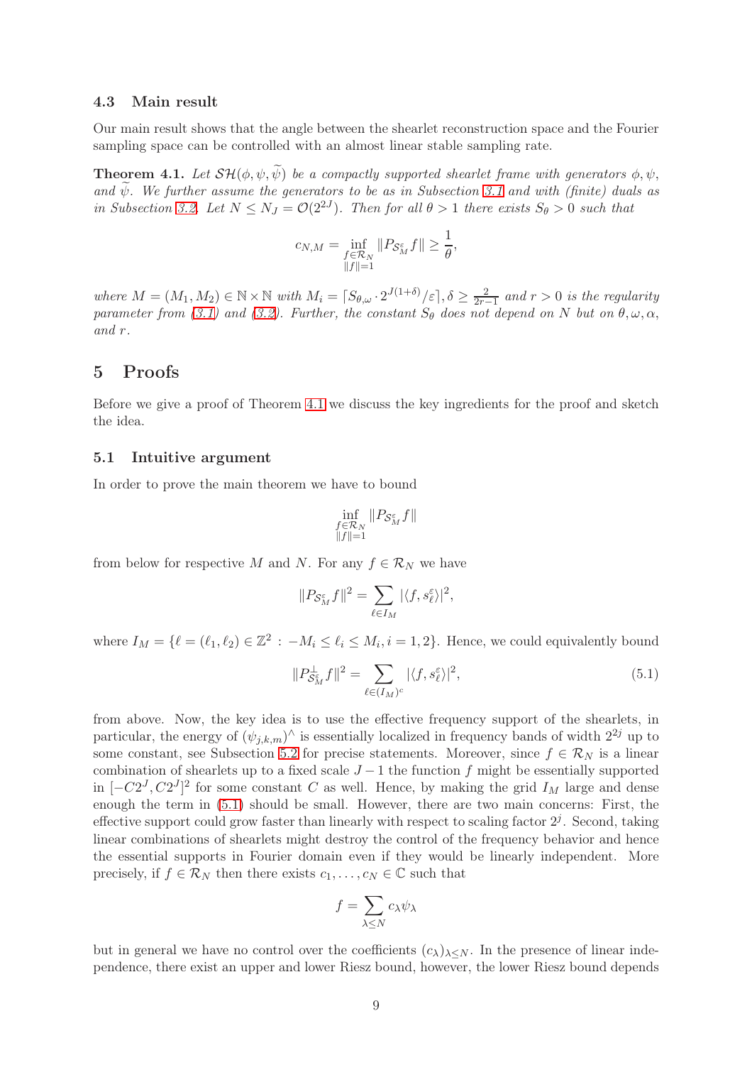### 4.3 Main result

Our main result shows that the angle between the shearlet reconstruction space and the Fourier sampling space can be controlled with an almost linear stable sampling rate.

**Theorem 4.1.** *Let $\mathcal{SH}(\phi, \psi, \widetilde{\psi})$ be a compactly supported shearlet frame with generators $\phi, \psi$, and $\widetilde{\psi}$. We further assume the generators to be as in Subsection 3.1 and with (finite) duals as in Subsection 3.2. Let $N \leq N_J = \mathcal{O}(2^{2J})$. Then for all $\theta > 1$ there exists $S_\theta > 0$ such that*

$$c_{N,M} = \inf_{\substack{f \in \mathcal{R}_N \\ \|f\|=1}} \|P_{\mathcal{S}_M^\varepsilon} f\| \geq \frac{1}{\theta},$$

*where $M = (M_1, M_2) \in \mathbb{N} \times \mathbb{N}$ with $M_i = \lceil S_{\theta,\omega} \cdot 2^{J(1+\delta)}/\varepsilon \rceil, \delta \geq \frac{2}{2r-1}$ and $r > 0$ is the regularity parameter from (3.1) and (3.2). Further, the constant $S_\theta$ does not depend on $N$ but on $\theta, \omega, \alpha$, and $r$.*

## 5 Proofs

Before we give a proof of Theorem 4.1 we discuss the key ingredients for the proof and sketch the idea.

### 5.1 Intuitive argument

In order to prove the main theorem we have to bound

$$\inf_{\substack{f \in \mathcal{R}_N \\ \|f\|=1}} \|P_{\mathcal{S}_M^\varepsilon} f\|$$

from below for respective $M$ and $N$. For any $f \in \mathcal{R}_N$ we have

$$\|P_{\mathcal{S}_M^\varepsilon} f\|^2 = \sum_{\ell \in I_M} |\langle f, s_\ell^\varepsilon \rangle|^2,$$

where $I_M = \{\ell = (\ell_1, \ell_2) \in \mathbb{Z}^2 : -M_i \leq \ell_i \leq M_i, i = 1, 2\}$. Hence, we could equivalently bound

$$\|P_{\mathcal{S}_M^\varepsilon}^\perp f\|^2 = \sum_{\ell \in (I_M)^c} |\langle f, s_\ell^\varepsilon \rangle|^2, \tag{5.1}$$

from above. Now, the key idea is to use the effective frequency support of the shearlets, in particular, the energy of $(\psi_{j,k,m})^\wedge$ is essentially localized in frequency bands of width $2^{2j}$ up to some constant, see Subsection 5.2 for precise statements. Moreover, since $f \in \mathcal{R}_N$ is a linear combination of shearlets up to a fixed scale $J - 1$ the function $f$ might be essentially supported in $[-C2^J, C2^J]^2$ for some constant $C$ as well. Hence, by making the grid $I_M$ large and dense enough the term in (5.1) should be small. However, there are two main concerns: First, the effective support could grow faster than linearly with respect to scaling factor $2^j$. Second, taking linear combinations of shearlets might destroy the control of the frequency behavior and hence the essential supports in Fourier domain even if they would be linearly independent. More precisely, if $f \in \mathcal{R}_N$ then there exists $c_1, \ldots, c_N \in \mathbb{C}$ such that

$$f = \sum_{\lambda \leq N} c_\lambda \psi_\lambda$$

but in general we have no control over the coefficients $(c_\lambda)_{\lambda \leq N}$. In the presence of linear independence, there exist an upper and lower Riesz bound, however, the lower Riesz bound depends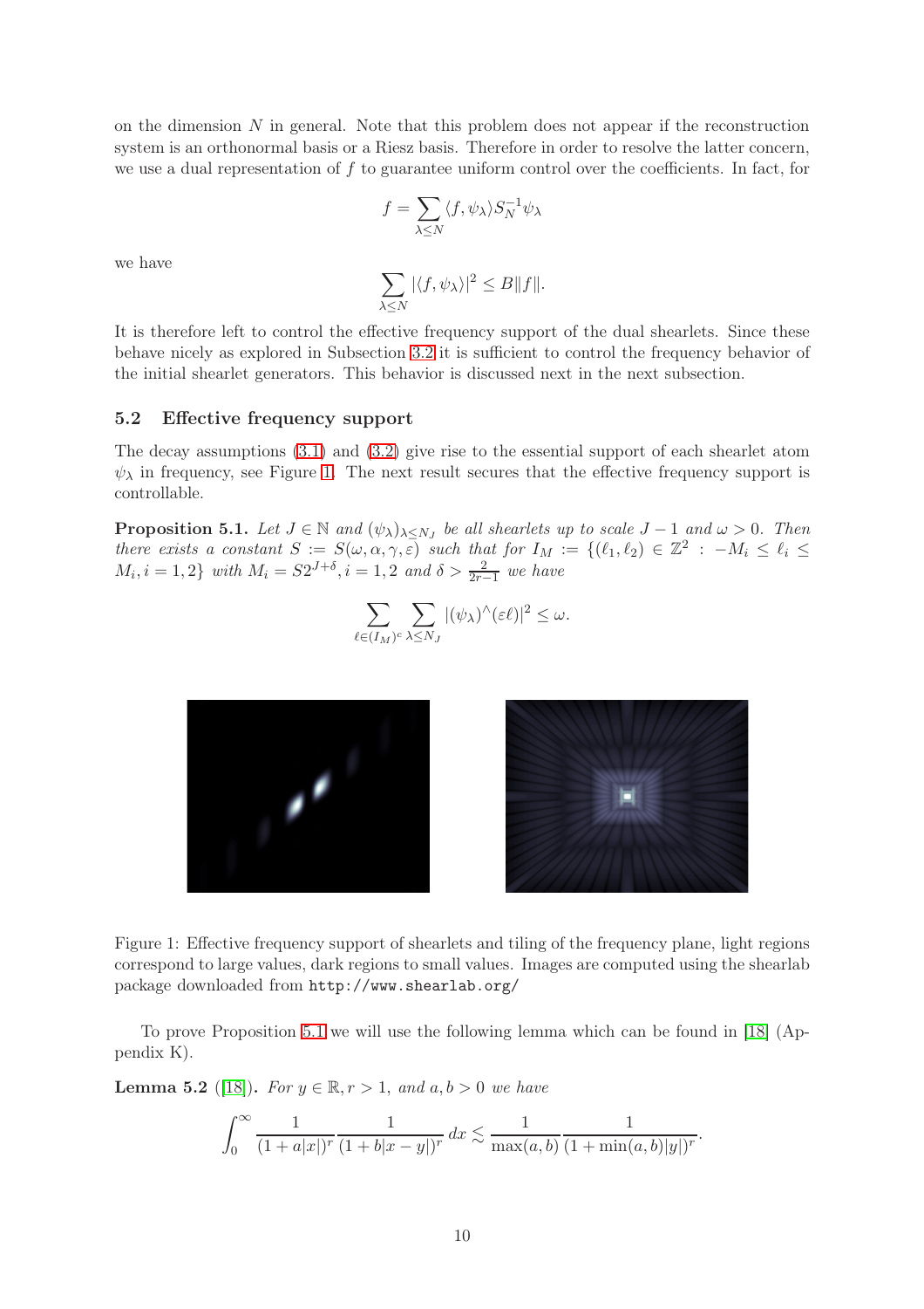on the dimension $N$ in general. Note that this problem does not appear if the reconstruction system is an orthonormal basis or a Riesz basis. Therefore in order to resolve the latter concern, we use a dual representation of $f$ to guarantee uniform control over the coefficients. In fact, for

$$f = \sum_{\lambda \leq N} \langle f, \psi_\lambda \rangle S_N^{-1} \psi_\lambda$$

we have

$$\sum_{\lambda \leq N} |\langle f, \psi_\lambda \rangle|^2 \leq B \|f\|.$$

It is therefore left to control the effective frequency support of the dual shearlets. Since these behave nicely as explored in Subsection 3.2 it is sufficient to control the frequency behavior of the initial shearlet generators. This behavior is discussed next in the next subsection.

### 5.2 Effective frequency support

The decay assumptions (3.1) and (3.2) give rise to the essential support of each shearlet atom $\psi_\lambda$ in frequency, see Figure 1. The next result secures that the effective frequency support is controllable.

**Proposition 5.1.** *Let $J \in \mathbb{N}$ and $(\psi_\lambda)_{\lambda \leq N_J}$ be all shearlets up to scale $J-1$ and $\omega > 0$. Then there exists a constant $S := S(\omega, \alpha, \gamma, \varepsilon)$ such that for $I_M := \{(\ell_1, \ell_2) \in \mathbb{Z}^2 : -M_i \leq \ell_i \leq M_i, i = 1, 2\}$ with $M_i = S2^{J+\delta}, i = 1, 2$ and $\delta > \frac{2}{2r-1}$ we have*

$$\sum_{\ell \in (I_M)^c} \sum_{\lambda \leq N_J} |(\psi_\lambda)^\wedge(\varepsilon \ell)|^2 \leq \omega.$$

Figure 1: Effective frequency support of shearlets and tiling of the frequency plane, light regions correspond to large values, dark regions to small values. Images are computed using the shearlab package downloaded from `http://www.shearlab.org/`

To prove Proposition 5.1 we will use the following lemma which can be found in [18] (Appendix K).

**Lemma 5.2** ([18]). *For $y \in \mathbb{R}, r > 1$, and $a, b > 0$ we have*

$$\int_0^\infty \frac{1}{(1 + a|x|)^r} \frac{1}{(1 + b|x - y|)^r} \, dx \lesssim \frac{1}{\max(a, b)} \frac{1}{(1 + \min(a, b)|y|)^r}.$$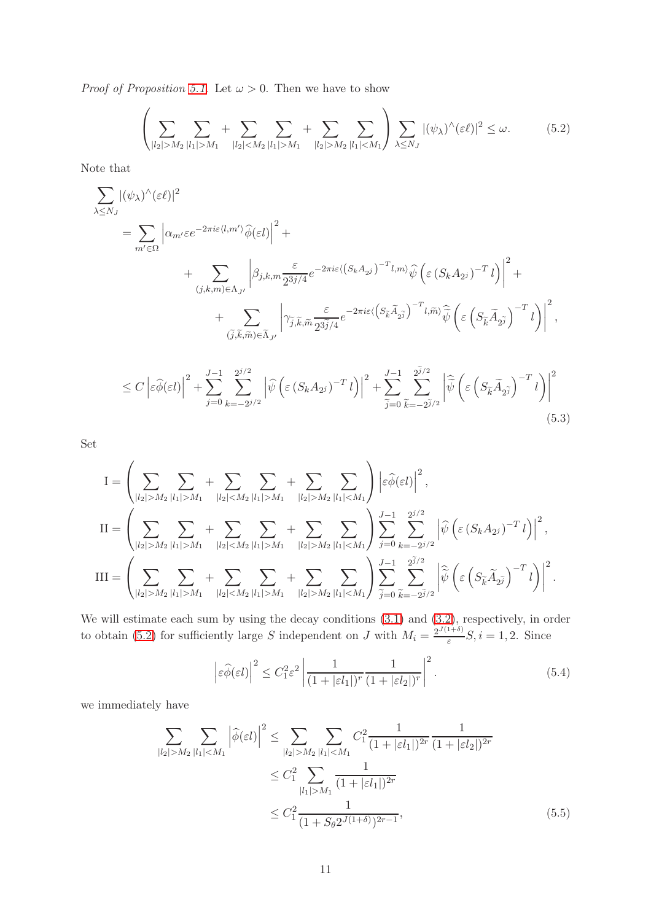*Proof of Proposition 5.1.* Let $\omega > 0$. Then we have to show

$$
\left( \sum_{|l_2|>M_2} \sum_{|l_1|>M_1} + \sum_{|l_2|<M_2} \sum_{|l_1|>M_1} + \sum_{|l_2|>M_2} \sum_{|l_1|<M_1} \right) \sum_{\lambda \leq N_J} |(\psi_\lambda)^\wedge(\varepsilon \ell)|^2 \leq \omega. \tag{5.2}
$$

Note that

$$
\begin{aligned}
&\sum_{\lambda \leq N_J} |(\psi_\lambda)^\wedge(\varepsilon \ell)|^2 \\
&\quad = \sum_{m' \in \Omega} \left| \alpha_{m'} \varepsilon e^{-2\pi i \varepsilon \langle l, m' \rangle} \widehat{\phi}(\varepsilon l) \right|^2 + \\
&\qquad + \sum_{(j,k,m) \in \Lambda_{J'}} \left| \beta_{j,k,m} \frac{\varepsilon}{2^{3j/4}} e^{-2\pi i \varepsilon \langle (S_k A_{2^j})^{-T} l, m \rangle} \widehat{\psi}\left( \varepsilon \left(S_k A_{2^j}\right)^{-T} l \right) \right|^2 + \\
&\qquad\quad + \sum_{(\widetilde{j}, \widetilde{k}, \widetilde{m}) \in \widetilde{\Lambda}_{J'}} \left| \gamma_{\widetilde{j}, \widetilde{k}, \widetilde{m}} \frac{\varepsilon}{2^{3\widetilde{j}/4}} e^{-2\pi i \varepsilon \langle (S_{\widetilde{k}} \widetilde{A}_{2^{\widetilde{j}}})^{-T} l, \widetilde{m} \rangle} \widehat{\widetilde{\psi}}\left( \varepsilon \left(S_{\widetilde{k}} \widetilde{A}_{2^{\widetilde{j}}}\right)^{-T} l \right) \right|^2,
\end{aligned}
$$

$$
\leq C \left| \varepsilon \widehat{\phi}(\varepsilon l) \right|^2 + \sum_{j=0}^{J-1} \sum_{k=-2^{j/2}}^{2^{j/2}} \left| \widehat{\psi}\left( \varepsilon \left(S_k A_{2^j}\right)^{-T} l \right) \right|^2 + \sum_{\widetilde{j}=0}^{J-1} \sum_{\widetilde{k}=-2^{\widetilde{j}/2}}^{2^{\widetilde{j}/2}} \left| \widehat{\widetilde{\psi}}\left( \varepsilon \left(S_{\widetilde{k}} \widetilde{A}_{2^{\widetilde{j}}}\right)^{-T} l \right) \right|^2 \tag{5.3}
$$

Set

$$
\begin{aligned}
\mathrm{I} &= \left( \sum_{|l_2|>M_2} \sum_{|l_1|>M_1} + \sum_{|l_2|<M_2} \sum_{|l_1|>M_1} + \sum_{|l_2|>M_2} \sum_{|l_1|<M_1} \right) \left| \varepsilon \widehat{\phi}(\varepsilon l) \right|^2, \\
\mathrm{II} &= \left( \sum_{|l_2|>M_2} \sum_{|l_1|>M_1} + \sum_{|l_2|<M_2} \sum_{|l_1|>M_1} + \sum_{|l_2|>M_2} \sum_{|l_1|<M_1} \right) \sum_{j=0}^{J-1} \sum_{k=-2^{j/2}}^{2^{j/2}} \left| \widehat{\psi}\left( \varepsilon \left(S_k A_{2^j}\right)^{-T} l \right) \right|^2, \\
\mathrm{III} &= \left( \sum_{|l_2|>M_2} \sum_{|l_1|>M_1} + \sum_{|l_2|<M_2} \sum_{|l_1|>M_1} + \sum_{|l_2|>M_2} \sum_{|l_1|<M_1} \right) \sum_{\widetilde{j}=0}^{J-1} \sum_{\widetilde{k}=-2^{\widetilde{j}/2}}^{2^{\widetilde{j}/2}} \left| \widehat{\widetilde{\psi}}\left( \varepsilon \left(S_{\widetilde{k}} \widetilde{A}_{2^{\widetilde{j}}}\right)^{-T} l \right) \right|^2.
\end{aligned}
$$

We will estimate each sum by using the decay conditions (3.1) and (3.2), respectively, in order to obtain (5.2) for sufficiently large $S$ independent on $J$ with $M_i = \frac{2^{J(1+\delta)}}{\varepsilon} S, i = 1, 2$. Since

$$
\left| \varepsilon \widehat{\phi}(\varepsilon l) \right|^2 \leq C_1^2 \varepsilon^2 \left| \frac{1}{(1 + |\varepsilon l_1|)^r} \frac{1}{(1 + |\varepsilon l_2|)^r} \right|^2. \tag{5.4}
$$

we immediately have

$$
\begin{aligned}
\sum_{|l_2|>M_2} \sum_{|l_1|<M_1} \left| \widehat{\phi}(\varepsilon l) \right|^2 &\leq \sum_{|l_2|>M_2} \sum_{|l_1|<M_1} C_1^2 \frac{1}{(1 + |\varepsilon l_1|)^{2r}} \frac{1}{(1 + |\varepsilon l_2|)^{2r}} \\
&\leq C_1^2 \sum_{|l_1|>M_1} \frac{1}{(1 + |\varepsilon l_1|)^{2r}} \\
&\leq C_1^2 \frac{1}{(1 + S_\theta 2^{J(1+\delta)})^{2r-1}},
\end{aligned} \tag{5.5}
$$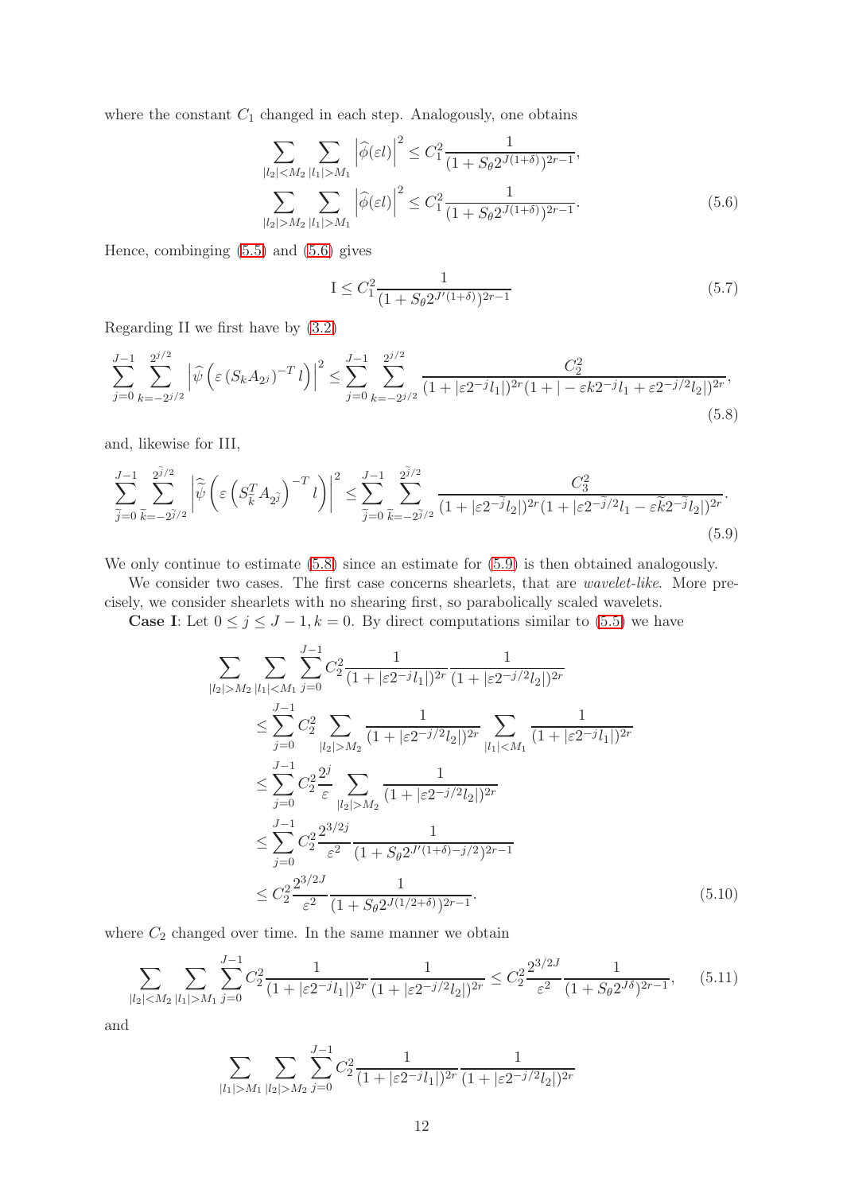where the constant $C_1$ changed in each step. Analogously, one obtains

$$
\begin{aligned}
\sum_{|l_2|<M_2} \sum_{|l_1|>M_1} \left|\widehat{\phi}(\varepsilon l)\right|^2 &\leq C_1^2 \frac{1}{(1+S_\theta 2^{J(1+\delta)})^{2r-1}}, \\
\sum_{|l_2|>M_2} \sum_{|l_1|>M_1} \left|\widehat{\phi}(\varepsilon l)\right|^2 &\leq C_1^2 \frac{1}{(1+S_\theta 2^{J(1+\delta)})^{2r-1}}.
\end{aligned} \tag{5.6}
$$

Hence, combinging (5.5) and (5.6) gives

$$
\mathrm{I} \leq C_1^2 \frac{1}{(1+S_\theta 2^{J'(1+\delta)})^{2r-1}} \tag{5.7}
$$

Regarding II we first have by (3.2)

$$
\sum_{j=0}^{J-1} \sum_{k=-2^{j/2}}^{2^{j/2}} \left|\widehat{\psi}\left(\varepsilon \left(S_k A_{2^j}\right)^{-T} l\right)\right|^2 \leq \sum_{j=0}^{J-1} \sum_{k=-2^{j/2}}^{2^{j/2}} \frac{C_2^2}{(1+|\varepsilon 2^{-j} l_1|)^{2r}(1+|-\varepsilon k 2^{-j} l_1 + \varepsilon 2^{-j/2} l_2|)^{2r}}, \tag{5.8}
$$

and, likewise for III,

$$
\sum_{\widetilde{j}=0}^{J-1} \sum_{\widetilde{k}=-2^{\widetilde{j}/2}}^{2^{\widetilde{j}/2}} \left|\widehat{\widetilde{\psi}}\left(\varepsilon \left(S_{\widetilde{k}}^T A_{2^{\widetilde{j}}}\right)^{-T} l\right)\right|^2 \leq \sum_{\widetilde{j}=0}^{J-1} \sum_{\widetilde{k}=-2^{\widetilde{j}/2}}^{2^{\widetilde{j}/2}} \frac{C_3^2}{(1+|\varepsilon 2^{-\widetilde{j}} l_2|)^{2r}(1+|\varepsilon 2^{-\widetilde{j}/2} l_1 - \varepsilon \widetilde{k} 2^{-\widetilde{j}} l_2|)^{2r}}. \tag{5.9}
$$

We only continue to estimate (5.8) since an estimate for (5.9) is then obtained analogously.

We consider two cases. The first case concerns shearlets, that are *wavelet-like*. More precisely, we consider shearlets with no shearing first, so parabolically scaled wavelets.

**Case I**: Let $0 \leq j \leq J-1, k=0$. By direct computations similar to (5.5) we have

$$
\begin{aligned}
\sum_{|l_2|>M_2} \sum_{|l_1|<M_1} \sum_{j=0}^{J-1} & C_2^2 \frac{1}{(1+|\varepsilon 2^{-j} l_1|)^{2r}} \frac{1}{(1+|\varepsilon 2^{-j/2} l_2|)^{2r}} \\
&\leq \sum_{j=0}^{J-1} C_2^2 \sum_{|l_2|>M_2} \frac{1}{(1+|\varepsilon 2^{-j/2} l_2|)^{2r}} \sum_{|l_1|<M_1} \frac{1}{(1+|\varepsilon 2^{-j} l_1|)^{2r}} \\
&\leq \sum_{j=0}^{J-1} C_2^2 \frac{2^j}{\varepsilon} \sum_{|l_2|>M_2} \frac{1}{(1+|\varepsilon 2^{-j/2} l_2|)^{2r}} \\
&\leq \sum_{j=0}^{J-1} C_2^2 \frac{2^{3/2j}}{\varepsilon^2} \frac{1}{(1+S_\theta 2^{J'(1+\delta)-j/2})^{2r-1}} \\
&\leq C_2^2 \frac{2^{3/2J}}{\varepsilon^2} \frac{1}{(1+S_\theta 2^{J(1/2+\delta)})^{2r-1}}.
\end{aligned} \tag{5.10}
$$

where $C_2$ changed over time. In the same manner we obtain

$$
\sum_{|l_2|<M_2} \sum_{|l_1|>M_1} \sum_{j=0}^{J-1} C_2^2 \frac{1}{(1+|\varepsilon 2^{-j} l_1|)^{2r}} \frac{1}{(1+|\varepsilon 2^{-j/2} l_2|)^{2r}} \leq C_2^2 \frac{2^{3/2J}}{\varepsilon^2} \frac{1}{(1+S_\theta 2^{J\delta})^{2r-1}}, \tag{5.11}
$$

and

$$
\sum_{|l_1|>M_1} \sum_{|l_2|>M_2} \sum_{j=0}^{J-1} C_2^2 \frac{1}{(1+|\varepsilon 2^{-j} l_1|)^{2r}} \frac{1}{(1+|\varepsilon 2^{-j/2} l_2|)^{2r}}
$$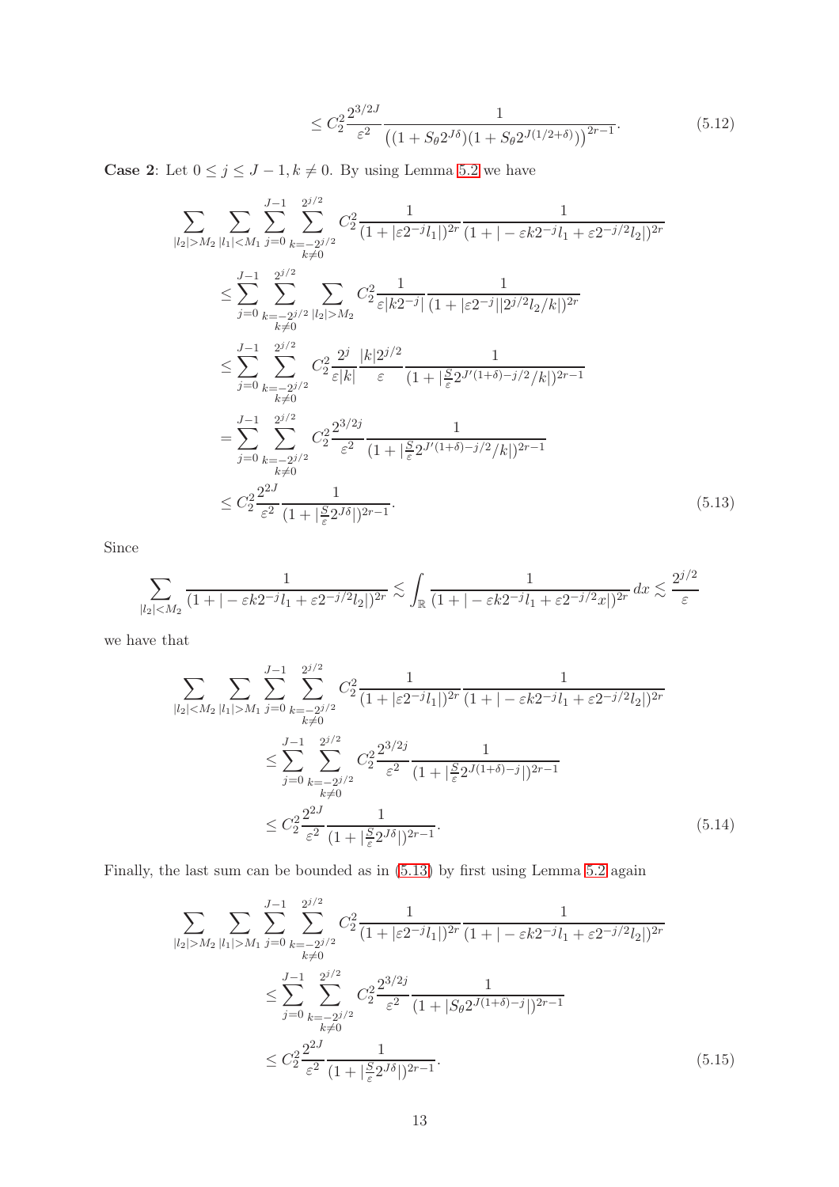$$\leq C_2^2 \frac{2^{3/2J}}{\varepsilon^2} \frac{1}{\left((1+S_\theta 2^{J\delta})(1+S_\theta 2^{J(1/2+\delta)})\right)^{2r-1}}. \tag{5.12}$$

**Case 2**: Let $0 \leq j \leq J-1, k \neq 0$. By using Lemma 5.2 we have

$$\begin{aligned}
&\sum_{|l_2|>M_2} \sum_{|l_1|<M_1} \sum_{j=0}^{J-1} \sum_{\substack{k=-2^{j/2} \\ k\neq 0}}^{2^{j/2}} C_2^2 \frac{1}{(1+|\varepsilon 2^{-j} l_1|)^{2r}} \frac{1}{(1+|-\varepsilon k 2^{-j} l_1 + \varepsilon 2^{-j/2} l_2|)^{2r}} \\
&\leq \sum_{j=0}^{J-1} \sum_{\substack{k=-2^{j/2} \\ k\neq 0}}^{2^{j/2}} \sum_{|l_2|>M_2} C_2^2 \frac{1}{\varepsilon |k 2^{-j}|} \frac{1}{(1+|\varepsilon 2^{-j}||2^{j/2} l_2/k|)^{2r}} \\
&\leq \sum_{j=0}^{J-1} \sum_{\substack{k=-2^{j/2} \\ k\neq 0}}^{2^{j/2}} C_2^2 \frac{2^j}{\varepsilon |k|} \frac{|k| 2^{j/2}}{\varepsilon} \frac{1}{(1+|\frac{S}{\varepsilon} 2^{J'(1+\delta)-j/2}/k|)^{2r-1}} \\
&= \sum_{j=0}^{J-1} \sum_{\substack{k=-2^{j/2} \\ k\neq 0}}^{2^{j/2}} C_2^2 \frac{2^{3/2j}}{\varepsilon^2} \frac{1}{(1+|\frac{S}{\varepsilon} 2^{J'(1+\delta)-j/2}/k|)^{2r-1}} \\
&\leq C_2^2 \frac{2^{2J}}{\varepsilon^2} \frac{1}{(1+|\frac{S}{\varepsilon} 2^{J\delta}|)^{2r-1}}.
\end{aligned} \tag{5.13}$$

Since

$$\sum_{|l_2|<M_2} \frac{1}{(1+|-\varepsilon k 2^{-j} l_1 + \varepsilon 2^{-j/2} l_2|)^{2r}} \lesssim \int_{\mathbb{R}} \frac{1}{(1+|-\varepsilon k 2^{-j} l_1 + \varepsilon 2^{-j/2} x|)^{2r}} \, dx \lesssim \frac{2^{j/2}}{\varepsilon}$$

we have that

$$\begin{aligned}
&\sum_{|l_2|<M_2} \sum_{|l_1|>M_1} \sum_{j=0}^{J-1} \sum_{\substack{k=-2^{j/2} \\ k\neq 0}}^{2^{j/2}} C_2^2 \frac{1}{(1+|\varepsilon 2^{-j} l_1|)^{2r}} \frac{1}{(1+|-\varepsilon k 2^{-j} l_1 + \varepsilon 2^{-j/2} l_2|)^{2r}} \\
&\leq \sum_{j=0}^{J-1} \sum_{\substack{k=-2^{j/2} \\ k\neq 0}}^{2^{j/2}} C_2^2 \frac{2^{3/2j}}{\varepsilon^2} \frac{1}{(1+|\frac{S}{\varepsilon} 2^{J(1+\delta)-j}|)^{2r-1}} \\
&\leq C_2^2 \frac{2^{2J}}{\varepsilon^2} \frac{1}{(1+|\frac{S}{\varepsilon} 2^{J\delta}|)^{2r-1}}.
\end{aligned} \tag{5.14}$$

Finally, the last sum can be bounded as in (5.13) by first using Lemma 5.2 again

$$\begin{aligned}
&\sum_{|l_2|>M_2} \sum_{|l_1|>M_1} \sum_{j=0}^{J-1} \sum_{\substack{k=-2^{j/2} \\ k\neq 0}}^{2^{j/2}} C_2^2 \frac{1}{(1+|\varepsilon 2^{-j} l_1|)^{2r}} \frac{1}{(1+|-\varepsilon k 2^{-j} l_1 + \varepsilon 2^{-j/2} l_2|)^{2r}} \\
&\leq \sum_{j=0}^{J-1} \sum_{\substack{k=-2^{j/2} \\ k\neq 0}}^{2^{j/2}} C_2^2 \frac{2^{3/2j}}{\varepsilon^2} \frac{1}{(1+|S_\theta 2^{J(1+\delta)-j}|)^{2r-1}} \\
&\leq C_2^2 \frac{2^{2J}}{\varepsilon^2} \frac{1}{(1+|\frac{S}{\varepsilon} 2^{J\delta}|)^{2r-1}}.
\end{aligned} \tag{5.15}$$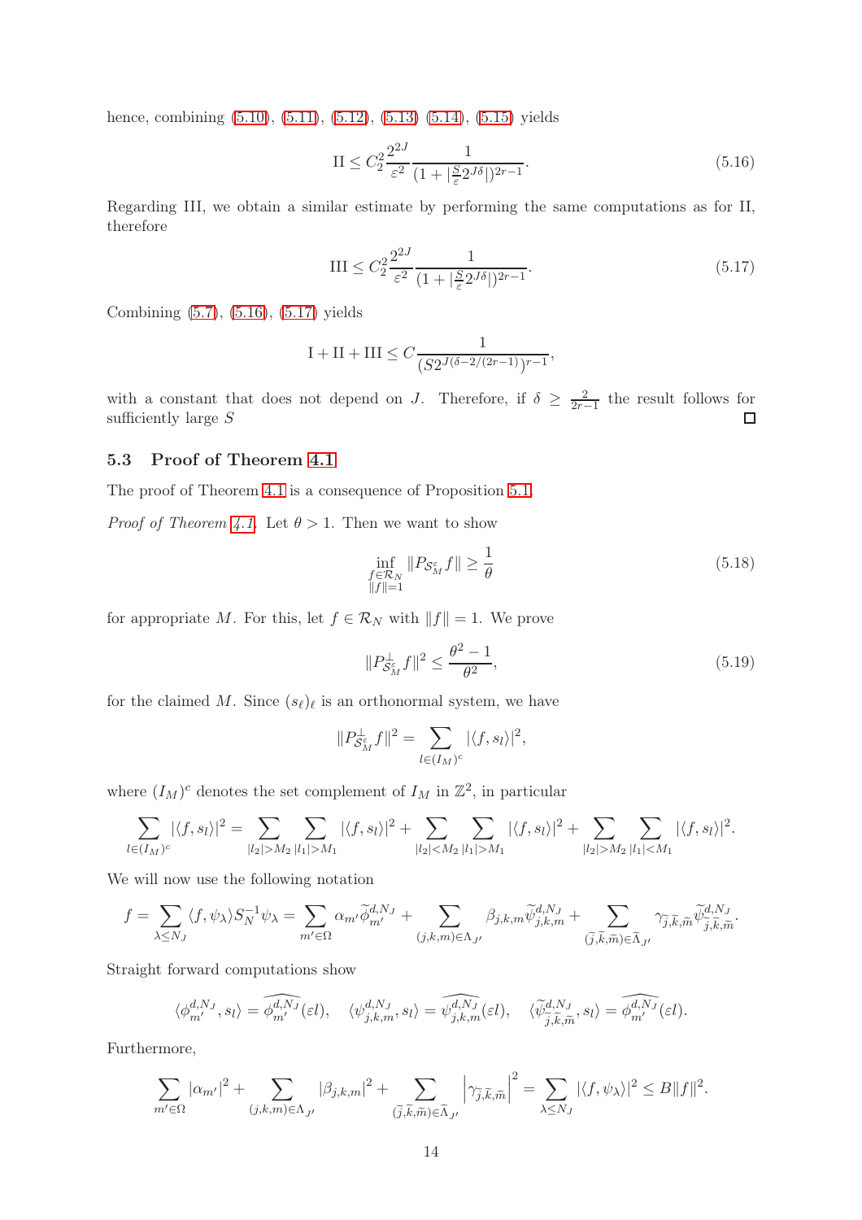hence, combining (5.10), (5.11), (5.12), (5.13) (5.14), (5.15) yields

$$\mathrm{II} \leq C_2^2 \frac{2^{2J}}{\varepsilon^2} \frac{1}{(1 + |\frac{S}{\varepsilon} 2^{J\delta}|)^{2r-1}}. \tag{5.16}$$

Regarding III, we obtain a similar estimate by performing the same computations as for II, therefore

$$\mathrm{III} \leq C_2^2 \frac{2^{2J}}{\varepsilon^2} \frac{1}{(1 + |\frac{S}{\varepsilon} 2^{J\delta}|)^{2r-1}}. \tag{5.17}$$

Combining (5.7), (5.16), (5.17) yields

$$\mathrm{I} + \mathrm{II} + \mathrm{III} \leq C \frac{1}{(S 2^{J(\delta - 2/(2r-1)})^{r-1}},$$

with a constant that does not depend on $J$. Therefore, if $\delta \geq \frac{2}{2r-1}$ the result follows for sufficiently large $S$ □

### 5.3 Proof of Theorem 4.1

The proof of Theorem 4.1 is a consequence of Proposition 5.1.

*Proof of Theorem 4.1.* Let $\theta > 1$. Then we want to show

$$\inf_{\substack{f \in \mathcal{R}_N \\ \|f\|=1}} \|P_{\mathcal{S}_M^\varepsilon} f\| \geq \frac{1}{\theta} \tag{5.18}$$

for appropriate $M$. For this, let $f \in \mathcal{R}_N$ with $\|f\| = 1$. We prove

$$\|P_{\mathcal{S}_M^\varepsilon}^\perp f\|^2 \leq \frac{\theta^2 - 1}{\theta^2}, \tag{5.19}$$

for the claimed $M$. Since $(s_\ell)_\ell$ is an orthonormal system, we have

$$\|P_{\mathcal{S}_M^\varepsilon}^\perp f\|^2 = \sum_{l \in (I_M)^c} |\langle f, s_l \rangle|^2,$$

where $(I_M)^c$ denotes the set complement of $I_M$ in $\mathbb{Z}^2$, in particular

$$\sum_{l \in (I_M)^c} |\langle f, s_l \rangle|^2 = \sum_{|l_2| > M_2} \sum_{|l_1| > M_1} |\langle f, s_l \rangle|^2 + \sum_{|l_2| < M_2} \sum_{|l_1| > M_1} |\langle f, s_l \rangle|^2 + \sum_{|l_2| > M_2} \sum_{|l_1| < M_1} |\langle f, s_l \rangle|^2.$$

We will now use the following notation

$$f = \sum_{\lambda \leq N_J} \langle f, \psi_\lambda \rangle S_N^{-1} \psi_\lambda = \sum_{m' \in \Omega} \alpha_{m'} \widetilde{\phi}_{m'}^{d,N_J} + \sum_{(j,k,m) \in \Lambda_{J'}} \beta_{j,k,m} \widetilde{\psi}_{j,k,m}^{d,N_J} + \sum_{(\widetilde{j},\widetilde{k},\widetilde{m}) \in \widetilde{\Lambda}_{J'}} \gamma_{\widetilde{j},\widetilde{k},\widetilde{m}} \widetilde{\psi}_{\widetilde{j},\widetilde{k},\widetilde{m}}^{d,N_J}.$$

Straight forward computations show

$$\langle \phi_{m'}^{d,N_J}, s_l \rangle = \widehat{\phi_{m'}^{d,N_J}}(\varepsilon l), \quad \langle \psi_{j,k,m}^{d,N_J}, s_l \rangle = \widehat{\psi_{j,k,m}^{d,N_J}}(\varepsilon l), \quad \langle \widetilde{\psi}_{\widetilde{j},\widetilde{k},\widetilde{m}}^{d,N_J}, s_l \rangle = \widehat{\phi_{m'}^{d,N_J}}(\varepsilon l).$$

Furthermore,

$$\sum_{m' \in \Omega} |\alpha_{m'}|^2 + \sum_{(j,k,m) \in \Lambda_{J'}} |\beta_{j,k,m}|^2 + \sum_{(\widetilde{j},\widetilde{k},\widetilde{m}) \in \widetilde{\Lambda}_{J'}} \left| \gamma_{\widetilde{j},\widetilde{k},\widetilde{m}} \right|^2 = \sum_{\lambda \leq N_J} |\langle f, \psi_\lambda \rangle|^2 \leq B \|f\|^2.$$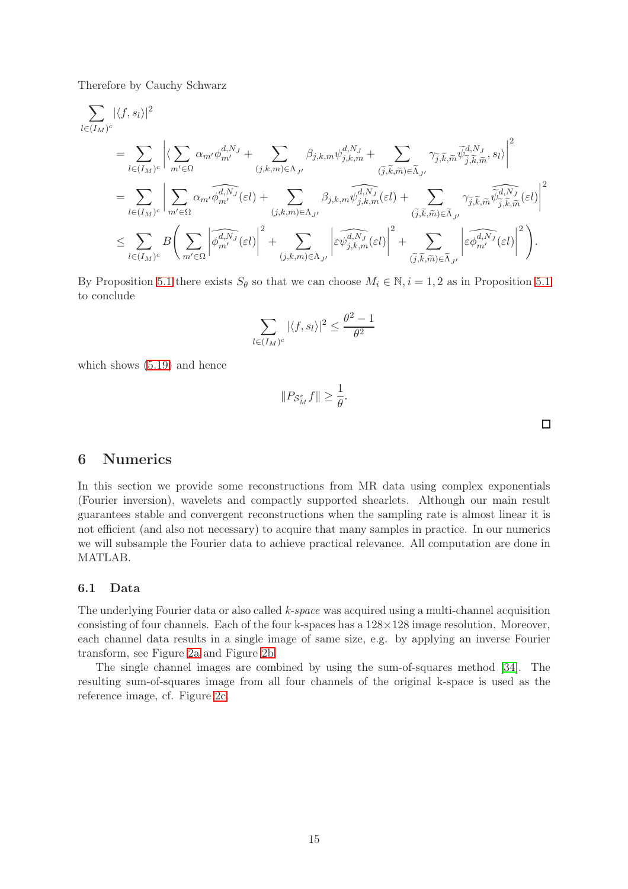Therefore by Cauchy Schwarz

$$
\begin{aligned}
&\sum_{l\in(I_M)^c} |\langle f, s_l\rangle|^2 \\
&= \sum_{l\in(I_M)^c} \Big| \langle \sum_{m'\in\Omega} \alpha_{m'}\phi_{m'}^{d,N_J} + \sum_{(j,k,m)\in\Lambda_{J'}} \beta_{j,k,m}\psi_{j,k,m}^{d,N_J} + \sum_{(\widetilde{j},\widetilde{k},\widetilde{m})\in\widetilde{\Lambda}_{J'}} \gamma_{\widetilde{j},\widetilde{k},\widetilde{m}}\widetilde{\psi}_{\widetilde{j},\widetilde{k},\widetilde{m}}^{d,N_J}, s_l\rangle \Big|^2 \\
&= \sum_{l\in(I_M)^c} \Big| \sum_{m'\in\Omega} \alpha_{m'}\widehat{\phi_{m'}^{d,N_J}}(\varepsilon l) + \sum_{(j,k,m)\in\Lambda_{J'}} \beta_{j,k,m}\widehat{\psi_{j,k,m}^{d,N_J}}(\varepsilon l) + \sum_{(\widetilde{j},\widetilde{k},\widetilde{m})\in\widetilde{\Lambda}_{J'}} \gamma_{\widetilde{j},\widetilde{k},\widetilde{m}}\widehat{\widetilde{\psi}_{\widetilde{j},\widetilde{k},\widetilde{m}}^{d,N_J}}(\varepsilon l) \Big|^2 \\
&\le \sum_{l\in(I_M)^c} B\Bigg( \sum_{m'\in\Omega} \Big|\widehat{\phi_{m'}^{d,N_J}}(\varepsilon l)\Big|^2 + \sum_{(j,k,m)\in\Lambda_{J'}} \Big|\varepsilon\widehat{\psi_{j,k,m}^{d,N_J}}(\varepsilon l)\Big|^2 + \sum_{(\widetilde{j},\widetilde{k},\widetilde{m})\in\widetilde{\Lambda}_{J'}} \Big|\varepsilon\widehat{\phi_{m'}^{d,N_J}}(\varepsilon l)\Big|^2 \Bigg).
\end{aligned}
$$

By Proposition 5.1 there exists $S_\theta$ so that we can choose $M_i \in \mathbb{N}, i = 1,2$ as in Proposition 5.1 to conclude

$$
\sum_{l\in(I_M)^c} |\langle f, s_l\rangle|^2 \le \frac{\theta^2-1}{\theta^2}
$$

which shows (5.19) and hence

$$
\|P_{\mathcal{S}_M^\varepsilon} f\| \ge \frac{1}{\theta}.
$$

□

# 6 Numerics

In this section we provide some reconstructions from MR data using complex exponentials (Fourier inversion), wavelets and compactly supported shearlets. Although our main result guarantees stable and convergent reconstructions when the sampling rate is almost linear it is not efficient (and also not necessary) to acquire that many samples in practice. In our numerics we will subsample the Fourier data to achieve practical relevance. All computation are done in MATLAB.

## 6.1 Data

The underlying Fourier data or also called *k-space* was acquired using a multi-channel acquisition consisting of four channels. Each of the four k-spaces has a $128\times128$ image resolution. Moreover, each channel data results in a single image of same size, e.g. by applying an inverse Fourier transform, see Figure 2a and Figure 2b.

The single channel images are combined by using the sum-of-squares method [34]. The resulting sum-of-squares image from all four channels of the original k-space is used as the reference image, cf. Figure 2c.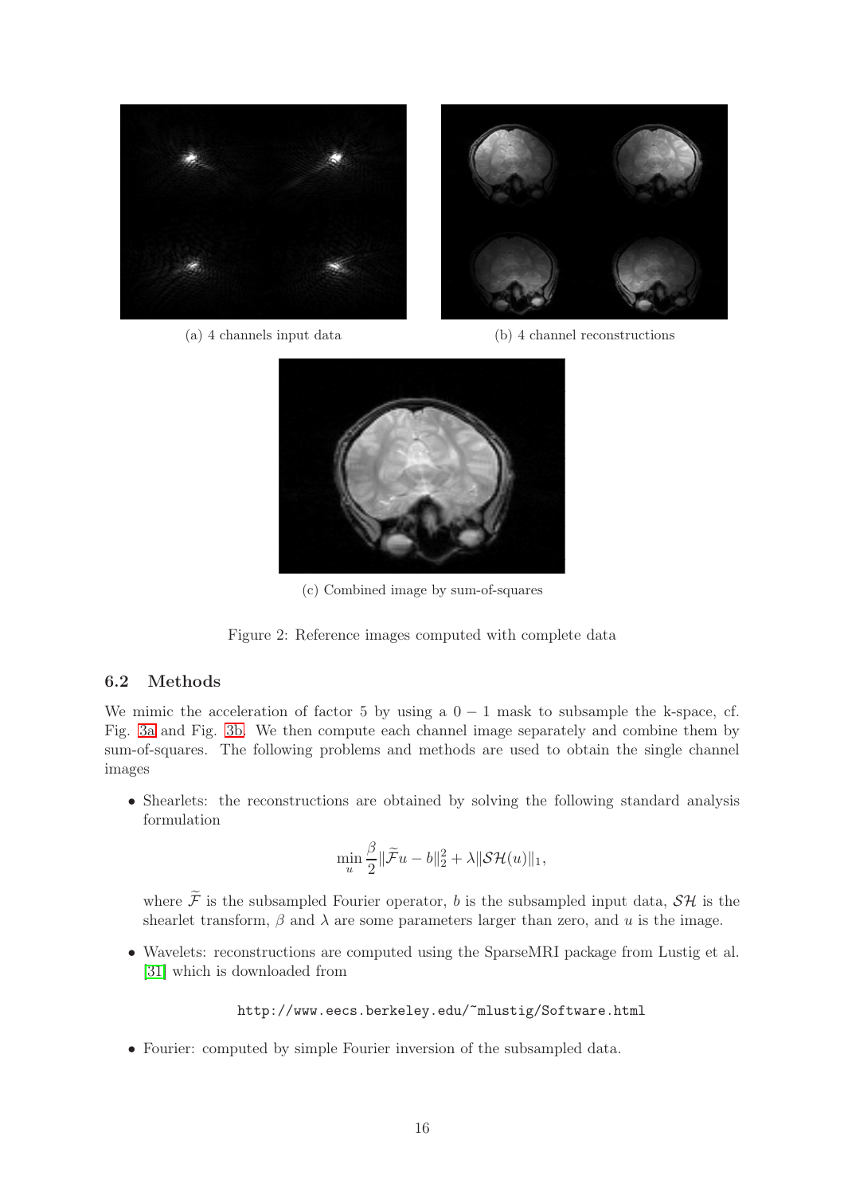(a) 4 channels input data

(b) 4 channel reconstructions

(c) Combined image by sum-of-squares

Figure 2: Reference images computed with complete data

### 6.2 Methods

We mimic the acceleration of factor 5 by using a $0-1$ mask to subsample the k-space, cf. Fig. 3a and Fig. 3b. We then compute each channel image separately and combine them by sum-of-squares. The following problems and methods are used to obtain the single channel images

- Shearlets: the reconstructions are obtained by solving the following standard analysis formulation

$$\min_{u} \frac{\beta}{2}\|\widetilde{\mathcal{F}}u - b\|_2^2 + \lambda\|\mathcal{SH}(u)\|_1,$$

  where $\widetilde{\mathcal{F}}$ is the subsampled Fourier operator, $b$ is the subsampled input data, $\mathcal{SH}$ is the shearlet transform, $\beta$ and $\lambda$ are some parameters larger than zero, and $u$ is the image.

- Wavelets: reconstructions are computed using the SparseMRI package from Lustig et al. [31] which is downloaded from

  ```
  http://www.eecs.berkeley.edu/~mlustig/Software.html
  ```

- Fourier: computed by simple Fourier inversion of the subsampled data.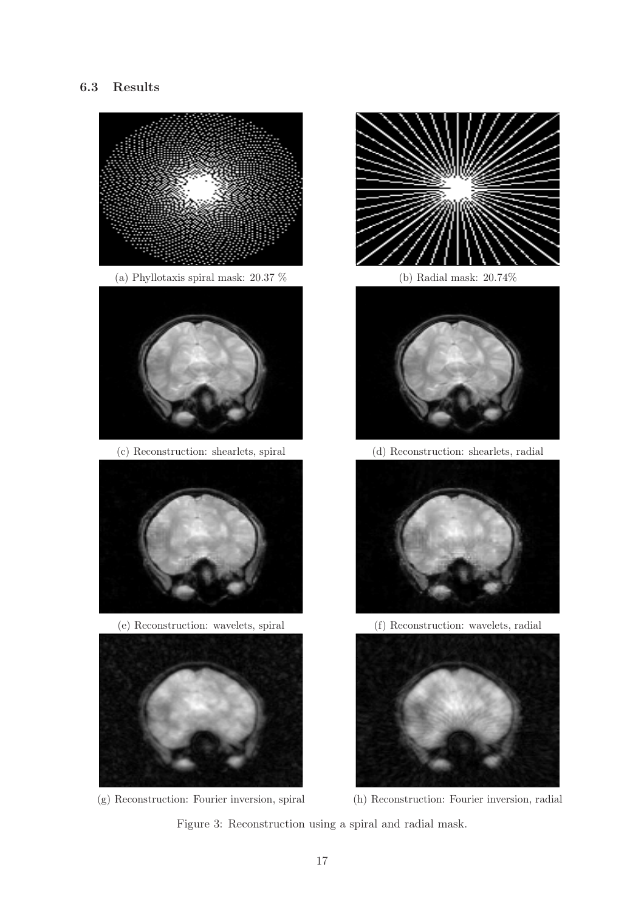### 6.3 Results

(a) Phyllotaxis spiral mask: 20.37 %

(b) Radial mask: 20.74%

(c) Reconstruction: shearlets, spiral

(d) Reconstruction: shearlets, radial

(e) Reconstruction: wavelets, spiral

(f) Reconstruction: wavelets, radial

(g) Reconstruction: Fourier inversion, spiral

(h) Reconstruction: Fourier inversion, radial

Figure 3: Reconstruction using a spiral and radial mask.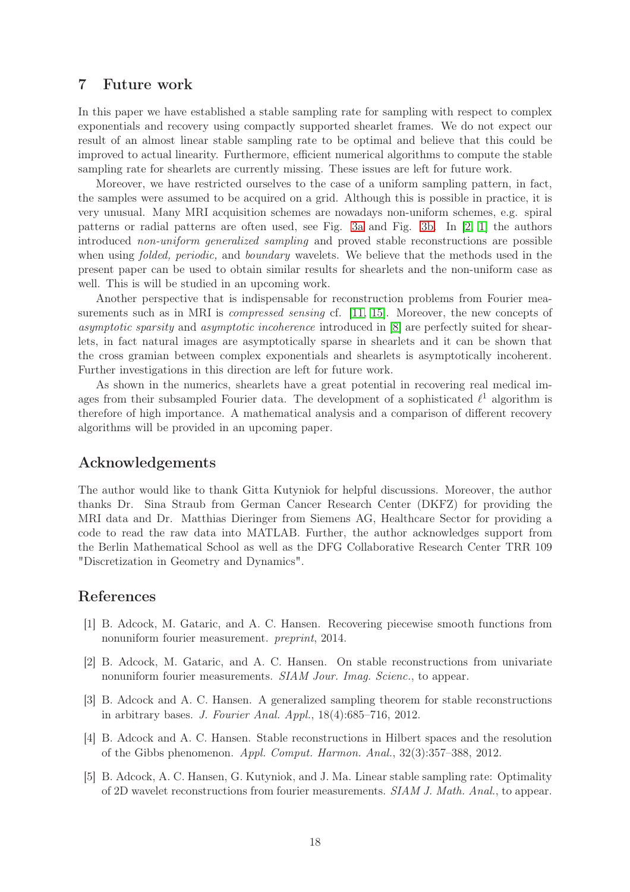## 7 Future work

In this paper we have established a stable sampling rate for sampling with respect to complex exponentials and recovery using compactly supported shearlet frames. We do not expect our result of an almost linear stable sampling rate to be optimal and believe that this could be improved to actual linearity. Furthermore, efficient numerical algorithms to compute the stable sampling rate for shearlets are currently missing. These issues are left for future work.

Moreover, we have restricted ourselves to the case of a uniform sampling pattern, in fact, the samples were assumed to be acquired on a grid. Although this is possible in practice, it is very unusual. Many MRI acquisition schemes are nowadays non-uniform schemes, e.g. spiral patterns or radial patterns are often used, see Fig. 3a and Fig. 3b. In [2, 1] the authors introduced *non-uniform generalized sampling* and proved stable reconstructions are possible when using *folded, periodic,* and *boundary* wavelets. We believe that the methods used in the present paper can be used to obtain similar results for shearlets and the non-uniform case as well. This is will be studied in an upcoming work.

Another perspective that is indispensable for reconstruction problems from Fourier measurements such as in MRI is *compressed sensing* cf. [11, 15]. Moreover, the new concepts of *asymptotic sparsity* and *asymptotic incoherence* introduced in [8] are perfectly suited for shearlets, in fact natural images are asymptotically sparse in shearlets and it can be shown that the cross gramian between complex exponentials and shearlets is asymptotically incoherent. Further investigations in this direction are left for future work.

As shown in the numerics, shearlets have a great potential in recovering real medical images from their subsampled Fourier data. The development of a sophisticated $\ell^1$ algorithm is therefore of high importance. A mathematical analysis and a comparison of different recovery algorithms will be provided in an upcoming paper.

## Acknowledgements

The author would like to thank Gitta Kutyniok for helpful discussions. Moreover, the author thanks Dr. Sina Straub from German Cancer Research Center (DKFZ) for providing the MRI data and Dr. Matthias Dieringer from Siemens AG, Healthcare Sector for providing a code to read the raw data into MATLAB. Further, the author acknowledges support from the Berlin Mathematical School as well as the DFG Collaborative Research Center TRR 109 "Discretization in Geometry and Dynamics".

## References

[1] B. Adcock, M. Gataric, and A. C. Hansen. Recovering piecewise smooth functions from nonuniform fourier measurement. *preprint*, 2014.

[2] B. Adcock, M. Gataric, and A. C. Hansen. On stable reconstructions from univariate nonuniform fourier measurements. *SIAM Jour. Imag. Scienc.*, to appear.

[3] B. Adcock and A. C. Hansen. A generalized sampling theorem for stable reconstructions in arbitrary bases. *J. Fourier Anal. Appl.*, 18(4):685–716, 2012.

[4] B. Adcock and A. C. Hansen. Stable reconstructions in Hilbert spaces and the resolution of the Gibbs phenomenon. *Appl. Comput. Harmon. Anal.*, 32(3):357–388, 2012.

[5] B. Adcock, A. C. Hansen, G. Kutyniok, and J. Ma. Linear stable sampling rate: Optimality of 2D wavelet reconstructions from fourier measurements. *SIAM J. Math. Anal.*, to appear.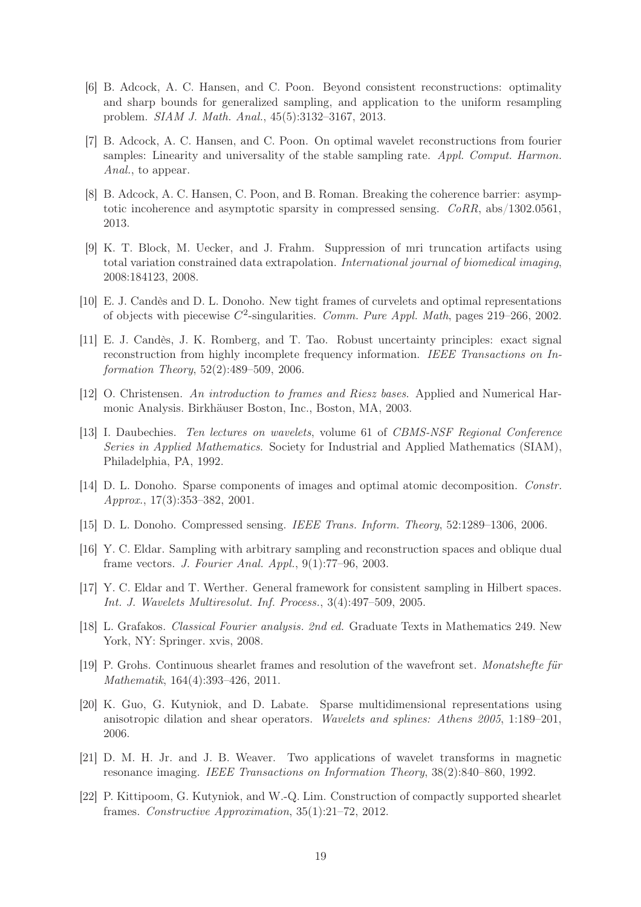[6] B. Adcock, A. C. Hansen, and C. Poon. Beyond consistent reconstructions: optimality and sharp bounds for generalized sampling, and application to the uniform resampling problem. *SIAM J. Math. Anal.*, 45(5):3132–3167, 2013.

[7] B. Adcock, A. C. Hansen, and C. Poon. On optimal wavelet reconstructions from fourier samples: Linearity and universality of the stable sampling rate. *Appl. Comput. Harmon. Anal.*, to appear.

[8] B. Adcock, A. C. Hansen, C. Poon, and B. Roman. Breaking the coherence barrier: asymptotic incoherence and asymptotic sparsity in compressed sensing. *CoRR*, abs/1302.0561, 2013.

[9] K. T. Block, M. Uecker, and J. Frahm. Suppression of mri truncation artifacts using total variation constrained data extrapolation. *International journal of biomedical imaging*, 2008:184123, 2008.

[10] E. J. Candès and D. L. Donoho. New tight frames of curvelets and optimal representations of objects with piecewise $C^2$-singularities. *Comm. Pure Appl. Math*, pages 219–266, 2002.

[11] E. J. Candès, J. K. Romberg, and T. Tao. Robust uncertainty principles: exact signal reconstruction from highly incomplete frequency information. *IEEE Transactions on Information Theory*, 52(2):489–509, 2006.

[12] O. Christensen. *An introduction to frames and Riesz bases*. Applied and Numerical Harmonic Analysis. Birkhäuser Boston, Inc., Boston, MA, 2003.

[13] I. Daubechies. *Ten lectures on wavelets*, volume 61 of *CBMS-NSF Regional Conference Series in Applied Mathematics*. Society for Industrial and Applied Mathematics (SIAM), Philadelphia, PA, 1992.

[14] D. L. Donoho. Sparse components of images and optimal atomic decomposition. *Constr. Approx.*, 17(3):353–382, 2001.

[15] D. L. Donoho. Compressed sensing. *IEEE Trans. Inform. Theory*, 52:1289–1306, 2006.

[16] Y. C. Eldar. Sampling with arbitrary sampling and reconstruction spaces and oblique dual frame vectors. *J. Fourier Anal. Appl.*, 9(1):77–96, 2003.

[17] Y. C. Eldar and T. Werther. General framework for consistent sampling in Hilbert spaces. *Int. J. Wavelets Multiresolut. Inf. Process.*, 3(4):497–509, 2005.

[18] L. Grafakos. *Classical Fourier analysis. 2nd ed.* Graduate Texts in Mathematics 249. New York, NY: Springer. xvis, 2008.

[19] P. Grohs. Continuous shearlet frames and resolution of the wavefront set. *Monatshefte für Mathematik*, 164(4):393–426, 2011.

[20] K. Guo, G. Kutyniok, and D. Labate. Sparse multidimensional representations using anisotropic dilation and shear operators. *Wavelets and splines: Athens 2005*, 1:189–201, 2006.

[21] D. M. H. Jr. and J. B. Weaver. Two applications of wavelet transforms in magnetic resonance imaging. *IEEE Transactions on Information Theory*, 38(2):840–860, 1992.

[22] P. Kittipoom, G. Kutyniok, and W.-Q. Lim. Construction of compactly supported shearlet frames. *Constructive Approximation*, 35(1):21–72, 2012.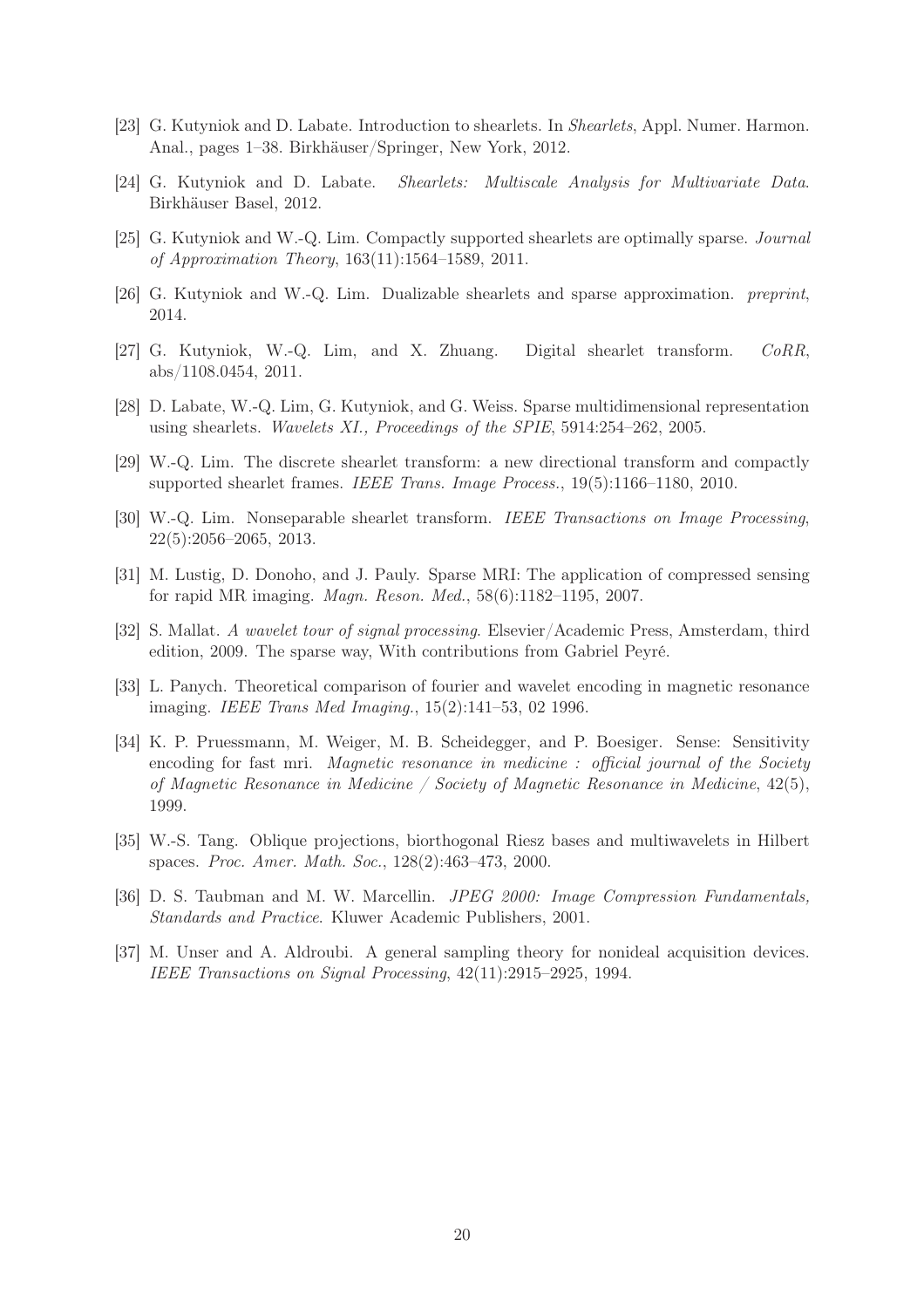[23] G. Kutyniok and D. Labate. Introduction to shearlets. In *Shearlets*, Appl. Numer. Harmon. Anal., pages 1–38. Birkhäuser/Springer, New York, 2012.

[24] G. Kutyniok and D. Labate. *Shearlets: Multiscale Analysis for Multivariate Data*. Birkhäuser Basel, 2012.

[25] G. Kutyniok and W.-Q. Lim. Compactly supported shearlets are optimally sparse. *Journal of Approximation Theory*, 163(11):1564–1589, 2011.

[26] G. Kutyniok and W.-Q. Lim. Dualizable shearlets and sparse approximation. *preprint*, 2014.

[27] G. Kutyniok, W.-Q. Lim, and X. Zhuang. Digital shearlet transform. *CoRR*, abs/1108.0454, 2011.

[28] D. Labate, W.-Q. Lim, G. Kutyniok, and G. Weiss. Sparse multidimensional representation using shearlets. *Wavelets XI., Proceedings of the SPIE*, 5914:254–262, 2005.

[29] W.-Q. Lim. The discrete shearlet transform: a new directional transform and compactly supported shearlet frames. *IEEE Trans. Image Process.*, 19(5):1166–1180, 2010.

[30] W.-Q. Lim. Nonseparable shearlet transform. *IEEE Transactions on Image Processing*, 22(5):2056–2065, 2013.

[31] M. Lustig, D. Donoho, and J. Pauly. Sparse MRI: The application of compressed sensing for rapid MR imaging. *Magn. Reson. Med.*, 58(6):1182–1195, 2007.

[32] S. Mallat. *A wavelet tour of signal processing*. Elsevier/Academic Press, Amsterdam, third edition, 2009. The sparse way, With contributions from Gabriel Peyré.

[33] L. Panych. Theoretical comparison of fourier and wavelet encoding in magnetic resonance imaging. *IEEE Trans Med Imaging.*, 15(2):141–53, 02 1996.

[34] K. P. Pruessmann, M. Weiger, M. B. Scheidegger, and P. Boesiger. Sense: Sensitivity encoding for fast mri. *Magnetic resonance in medicine : official journal of the Society of Magnetic Resonance in Medicine / Society of Magnetic Resonance in Medicine*, 42(5), 1999.

[35] W.-S. Tang. Oblique projections, biorthogonal Riesz bases and multiwavelets in Hilbert spaces. *Proc. Amer. Math. Soc.*, 128(2):463–473, 2000.

[36] D. S. Taubman and M. W. Marcellin. *JPEG 2000: Image Compression Fundamentals, Standards and Practice*. Kluwer Academic Publishers, 2001.

[37] M. Unser and A. Aldroubi. A general sampling theory for nonideal acquisition devices. *IEEE Transactions on Signal Processing*, 42(11):2915–2925, 1994.